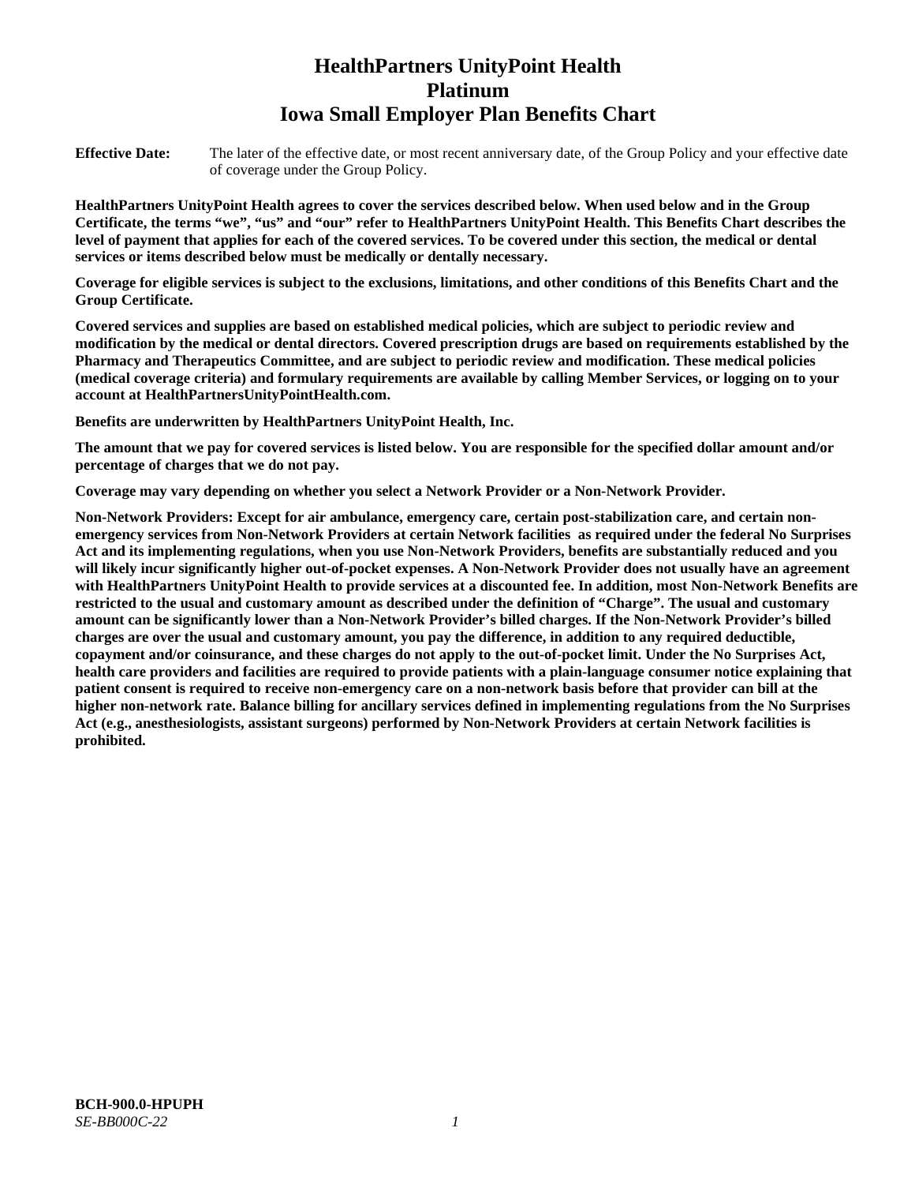# HealthPartners UnityPoint Health
# Platinum
# Iowa Small Employer Plan Benefits Chart

**Effective Date:** The later of the effective date, or most recent anniversary date, of the Group Policy and your effective date of coverage under the Group Policy.

**HealthPartners UnityPoint Health agrees to cover the services described below. When used below and in the Group Certificate, the terms "we", "us" and "our" refer to HealthPartners UnityPoint Health. This Benefits Chart describes the level of payment that applies for each of the covered services. To be covered under this section, the medical or dental services or items described below must be medically or dentally necessary.**

**Coverage for eligible services is subject to the exclusions, limitations, and other conditions of this Benefits Chart and the Group Certificate.**

**Covered services and supplies are based on established medical policies, which are subject to periodic review and modification by the medical or dental directors. Covered prescription drugs are based on requirements established by the Pharmacy and Therapeutics Committee, and are subject to periodic review and modification. These medical policies (medical coverage criteria) and formulary requirements are available by calling Member Services, or logging on to your account at HealthPartnersUnityPointHealth.com.**

**Benefits are underwritten by HealthPartners UnityPoint Health, Inc.**

**The amount that we pay for covered services is listed below. You are responsible for the specified dollar amount and/or percentage of charges that we do not pay.**

**Coverage may vary depending on whether you select a Network Provider or a Non-Network Provider.**

**Non-Network Providers: Except for air ambulance, emergency care, certain post-stabilization care, and certain non-emergency services from Non-Network Providers at certain Network facilities as required under the federal No Surprises Act and its implementing regulations, when you use Non-Network Providers, benefits are substantially reduced and you will likely incur significantly higher out-of-pocket expenses. A Non-Network Provider does not usually have an agreement with HealthPartners UnityPoint Health to provide services at a discounted fee. In addition, most Non-Network Benefits are restricted to the usual and customary amount as described under the definition of "Charge". The usual and customary amount can be significantly lower than a Non-Network Provider's billed charges. If the Non-Network Provider's billed charges are over the usual and customary amount, you pay the difference, in addition to any required deductible, copayment and/or coinsurance, and these charges do not apply to the out-of-pocket limit. Under the No Surprises Act, health care providers and facilities are required to provide patients with a plain-language consumer notice explaining that patient consent is required to receive non-emergency care on a non-network basis before that provider can bill at the higher non-network rate. Balance billing for ancillary services defined in implementing regulations from the No Surprises Act (e.g., anesthesiologists, assistant surgeons) performed by Non-Network Providers at certain Network facilities is prohibited.**

**BCH-900.0-HPUPH**
*SE-BB000C-22*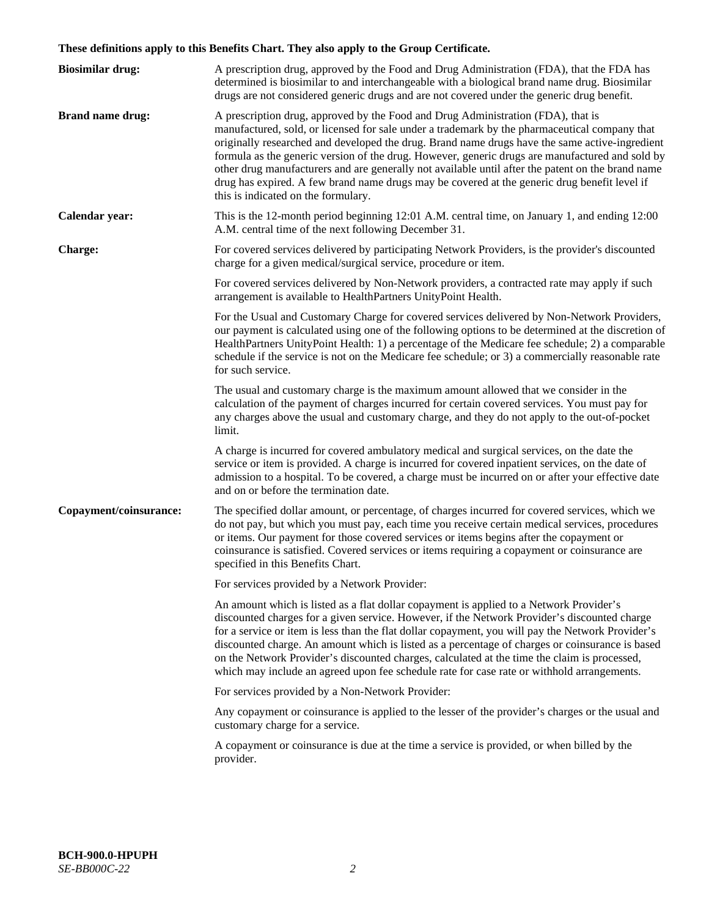**These definitions apply to this Benefits Chart. They also apply to the Group Certificate.**

| | |
|---|---|
| **Biosimilar drug:** | A prescription drug, approved by the Food and Drug Administration (FDA), that the FDA has determined is biosimilar to and interchangeable with a biological brand name drug. Biosimilar drugs are not considered generic drugs and are not covered under the generic drug benefit. |
| **Brand name drug:** | A prescription drug, approved by the Food and Drug Administration (FDA), that is manufactured, sold, or licensed for sale under a trademark by the pharmaceutical company that originally researched and developed the drug. Brand name drugs have the same active-ingredient formula as the generic version of the drug. However, generic drugs are manufactured and sold by other drug manufacturers and are generally not available until after the patent on the brand name drug has expired. A few brand name drugs may be covered at the generic drug benefit level if this is indicated on the formulary. |
| **Calendar year:** | This is the 12-month period beginning 12:01 A.M. central time, on January 1, and ending 12:00 A.M. central time of the next following December 31. |
| **Charge:** | For covered services delivered by participating Network Providers, is the provider's discounted charge for a given medical/surgical service, procedure or item.<br><br>For covered services delivered by Non-Network providers, a contracted rate may apply if such arrangement is available to HealthPartners UnityPoint Health.<br><br>For the Usual and Customary Charge for covered services delivered by Non-Network Providers, our payment is calculated using one of the following options to be determined at the discretion of HealthPartners UnityPoint Health: 1) a percentage of the Medicare fee schedule; 2) a comparable schedule if the service is not on the Medicare fee schedule; or 3) a commercially reasonable rate for such service.<br><br>The usual and customary charge is the maximum amount allowed that we consider in the calculation of the payment of charges incurred for certain covered services. You must pay for any charges above the usual and customary charge, and they do not apply to the out-of-pocket limit.<br><br>A charge is incurred for covered ambulatory medical and surgical services, on the date the service or item is provided. A charge is incurred for covered inpatient services, on the date of admission to a hospital. To be covered, a charge must be incurred on or after your effective date and on or before the termination date. |
| **Copayment/coinsurance:** | The specified dollar amount, or percentage, of charges incurred for covered services, which we do not pay, but which you must pay, each time you receive certain medical services, procedures or items. Our payment for those covered services or items begins after the copayment or coinsurance is satisfied. Covered services or items requiring a copayment or coinsurance are specified in this Benefits Chart.<br><br>For services provided by a Network Provider:<br><br>An amount which is listed as a flat dollar copayment is applied to a Network Provider's discounted charges for a given service. However, if the Network Provider's discounted charge for a service or item is less than the flat dollar copayment, you will pay the Network Provider's discounted charge. An amount which is listed as a percentage of charges or coinsurance is based on the Network Provider's discounted charges, calculated at the time the claim is processed, which may include an agreed upon fee schedule rate for case rate or withhold arrangements.<br><br>For services provided by a Non-Network Provider:<br><br>Any copayment or coinsurance is applied to the lesser of the provider's charges or the usual and customary charge for a service.<br><br>A copayment or coinsurance is due at the time a service is provided, or when billed by the provider. |

**BCH-900.0-HPUPH**
*SE-BB000C-22*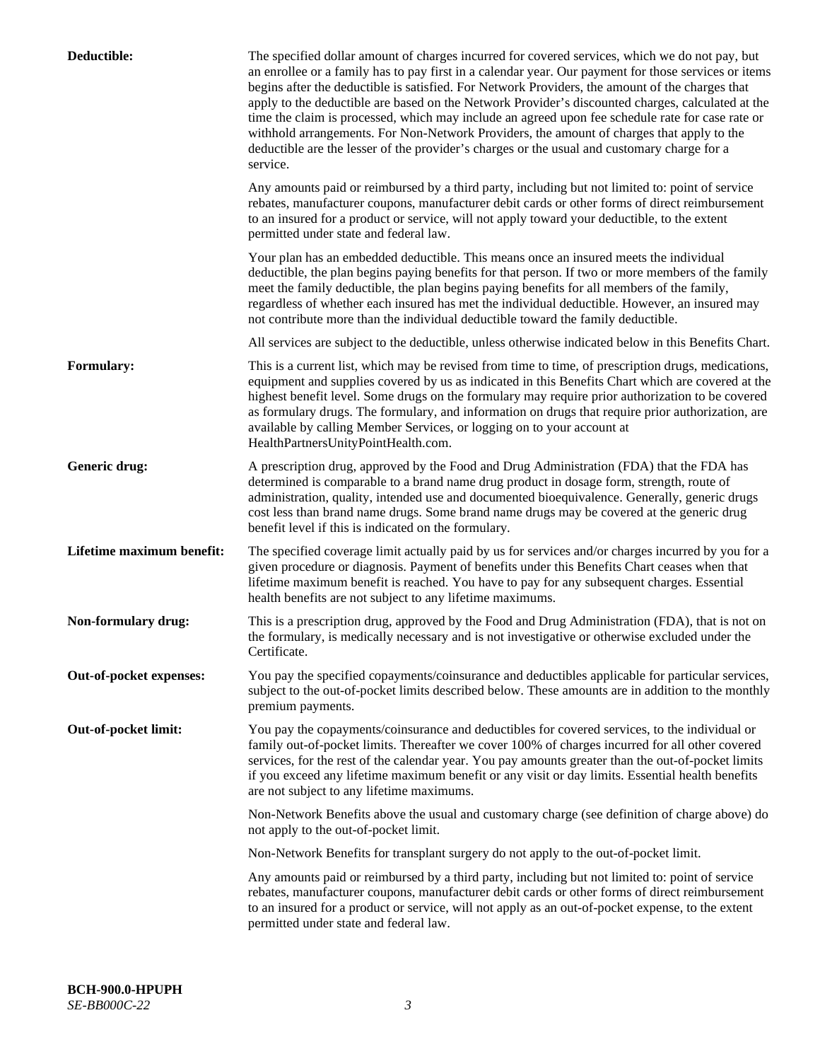**Deductible:**

The specified dollar amount of charges incurred for covered services, which we do not pay, but an enrollee or a family has to pay first in a calendar year. Our payment for those services or items begins after the deductible is satisfied. For Network Providers, the amount of the charges that apply to the deductible are based on the Network Provider's discounted charges, calculated at the time the claim is processed, which may include an agreed upon fee schedule rate for case rate or withhold arrangements. For Non-Network Providers, the amount of charges that apply to the deductible are the lesser of the provider's charges or the usual and customary charge for a service.

Any amounts paid or reimbursed by a third party, including but not limited to: point of service rebates, manufacturer coupons, manufacturer debit cards or other forms of direct reimbursement to an insured for a product or service, will not apply toward your deductible, to the extent permitted under state and federal law.

Your plan has an embedded deductible. This means once an insured meets the individual deductible, the plan begins paying benefits for that person. If two or more members of the family meet the family deductible, the plan begins paying benefits for all members of the family, regardless of whether each insured has met the individual deductible. However, an insured may not contribute more than the individual deductible toward the family deductible.

All services are subject to the deductible, unless otherwise indicated below in this Benefits Chart.

**Formulary:**

This is a current list, which may be revised from time to time, of prescription drugs, medications, equipment and supplies covered by us as indicated in this Benefits Chart which are covered at the highest benefit level. Some drugs on the formulary may require prior authorization to be covered as formulary drugs. The formulary, and information on drugs that require prior authorization, are available by calling Member Services, or logging on to your account at HealthPartnersUnityPointHealth.com.

**Generic drug:**

A prescription drug, approved by the Food and Drug Administration (FDA) that the FDA has determined is comparable to a brand name drug product in dosage form, strength, route of administration, quality, intended use and documented bioequivalence. Generally, generic drugs cost less than brand name drugs. Some brand name drugs may be covered at the generic drug benefit level if this is indicated on the formulary.

**Lifetime maximum benefit:**

The specified coverage limit actually paid by us for services and/or charges incurred by you for a given procedure or diagnosis. Payment of benefits under this Benefits Chart ceases when that lifetime maximum benefit is reached. You have to pay for any subsequent charges. Essential health benefits are not subject to any lifetime maximums.

**Non-formulary drug:**

This is a prescription drug, approved by the Food and Drug Administration (FDA), that is not on the formulary, is medically necessary and is not investigative or otherwise excluded under the Certificate.

**Out-of-pocket expenses:**

You pay the specified copayments/coinsurance and deductibles applicable for particular services, subject to the out-of-pocket limits described below. These amounts are in addition to the monthly premium payments.

**Out-of-pocket limit:**

You pay the copayments/coinsurance and deductibles for covered services, to the individual or family out-of-pocket limits. Thereafter we cover 100% of charges incurred for all other covered services, for the rest of the calendar year. You pay amounts greater than the out-of-pocket limits if you exceed any lifetime maximum benefit or any visit or day limits. Essential health benefits are not subject to any lifetime maximums.

Non-Network Benefits above the usual and customary charge (see definition of charge above) do not apply to the out-of-pocket limit.

Non-Network Benefits for transplant surgery do not apply to the out-of-pocket limit.

Any amounts paid or reimbursed by a third party, including but not limited to: point of service rebates, manufacturer coupons, manufacturer debit cards or other forms of direct reimbursement to an insured for a product or service, will not apply as an out-of-pocket expense, to the extent permitted under state and federal law.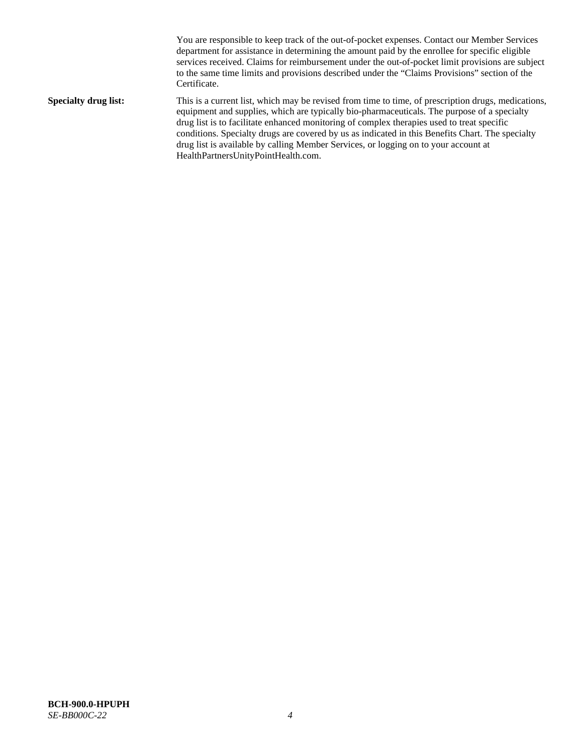You are responsible to keep track of the out-of-pocket expenses. Contact our Member Services department for assistance in determining the amount paid by the enrollee for specific eligible services received. Claims for reimbursement under the out-of-pocket limit provisions are subject to the same time limits and provisions described under the "Claims Provisions" section of the Certificate.

**Specialty drug list:** This is a current list, which may be revised from time to time, of prescription drugs, medications, equipment and supplies, which are typically bio-pharmaceuticals. The purpose of a specialty drug list is to facilitate enhanced monitoring of complex therapies used to treat specific conditions. Specialty drugs are covered by us as indicated in this Benefits Chart. The specialty drug list is available by calling Member Services, or logging on to your account at HealthPartnersUnityPointHealth.com.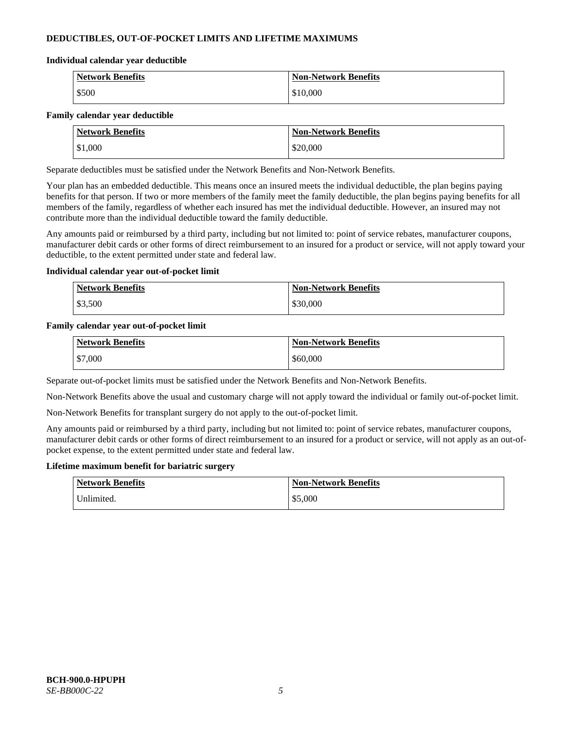## DEDUCTIBLES, OUT-OF-POCKET LIMITS AND LIFETIME MAXIMUMS

**Individual calendar year deductible**

| Network Benefits | Non-Network Benefits |
| --- | --- |
| $500 | $10,000 |

**Family calendar year deductible**

| Network Benefits | Non-Network Benefits |
| --- | --- |
| $1,000 | $20,000 |

Separate deductibles must be satisfied under the Network Benefits and Non-Network Benefits.

Your plan has an embedded deductible. This means once an insured meets the individual deductible, the plan begins paying benefits for that person. If two or more members of the family meet the family deductible, the plan begins paying benefits for all members of the family, regardless of whether each insured has met the individual deductible. However, an insured may not contribute more than the individual deductible toward the family deductible.

Any amounts paid or reimbursed by a third party, including but not limited to: point of service rebates, manufacturer coupons, manufacturer debit cards or other forms of direct reimbursement to an insured for a product or service, will not apply toward your deductible, to the extent permitted under state and federal law.

**Individual calendar year out-of-pocket limit**

| Network Benefits | Non-Network Benefits |
| --- | --- |
| $3,500 | $30,000 |

**Family calendar year out-of-pocket limit**

| Network Benefits | Non-Network Benefits |
| --- | --- |
| $7,000 | $60,000 |

Separate out-of-pocket limits must be satisfied under the Network Benefits and Non-Network Benefits.

Non-Network Benefits above the usual and customary charge will not apply toward the individual or family out-of-pocket limit.

Non-Network Benefits for transplant surgery do not apply to the out-of-pocket limit.

Any amounts paid or reimbursed by a third party, including but not limited to: point of service rebates, manufacturer coupons, manufacturer debit cards or other forms of direct reimbursement to an insured for a product or service, will not apply as an out-of-pocket expense, to the extent permitted under state and federal law.

**Lifetime maximum benefit for bariatric surgery**

| Network Benefits | Non-Network Benefits |
| --- | --- |
| Unlimited. | $5,000 |

**BCH-900.0-HPUPH**
*SE-BB000C-22*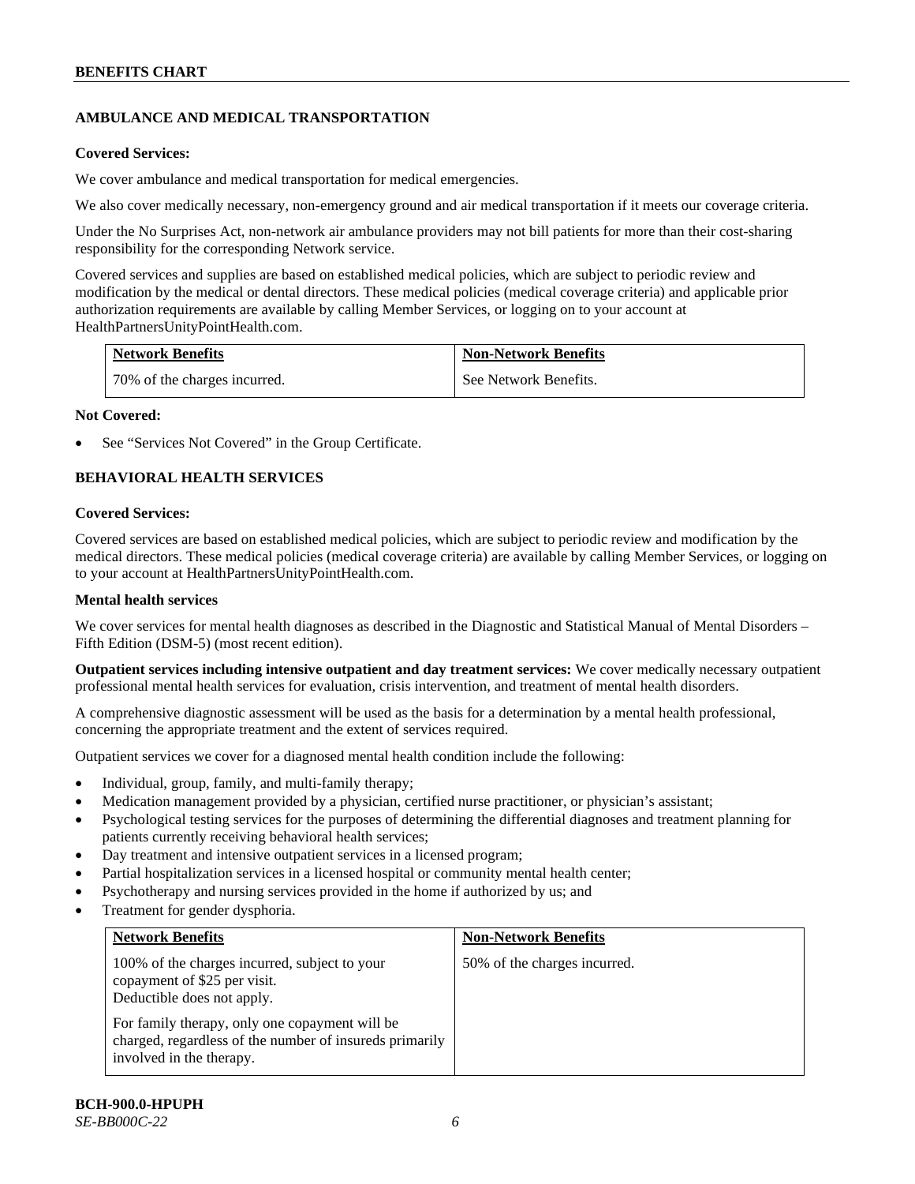## AMBULANCE AND MEDICAL TRANSPORTATION

**Covered Services:**

We cover ambulance and medical transportation for medical emergencies.

We also cover medically necessary, non-emergency ground and air medical transportation if it meets our coverage criteria.

Under the No Surprises Act, non-network air ambulance providers may not bill patients for more than their cost-sharing responsibility for the corresponding Network service.

Covered services and supplies are based on established medical policies, which are subject to periodic review and modification by the medical or dental directors. These medical policies (medical coverage criteria) and applicable prior authorization requirements are available by calling Member Services, or logging on to your account at HealthPartnersUnityPointHealth.com.

| Network Benefits | Non-Network Benefits |
|---|---|
| 70% of the charges incurred. | See Network Benefits. |

**Not Covered:**

- See "Services Not Covered" in the Group Certificate.

## BEHAVIORAL HEALTH SERVICES

**Covered Services:**

Covered services are based on established medical policies, which are subject to periodic review and modification by the medical directors. These medical policies (medical coverage criteria) are available by calling Member Services, or logging on to your account at HealthPartnersUnityPointHealth.com.

**Mental health services**

We cover services for mental health diagnoses as described in the Diagnostic and Statistical Manual of Mental Disorders – Fifth Edition (DSM-5) (most recent edition).

**Outpatient services including intensive outpatient and day treatment services:** We cover medically necessary outpatient professional mental health services for evaluation, crisis intervention, and treatment of mental health disorders.

A comprehensive diagnostic assessment will be used as the basis for a determination by a mental health professional, concerning the appropriate treatment and the extent of services required.

Outpatient services we cover for a diagnosed mental health condition include the following:

- Individual, group, family, and multi-family therapy;
- Medication management provided by a physician, certified nurse practitioner, or physician's assistant;
- Psychological testing services for the purposes of determining the differential diagnoses and treatment planning for patients currently receiving behavioral health services;
- Day treatment and intensive outpatient services in a licensed program;
- Partial hospitalization services in a licensed hospital or community mental health center;
- Psychotherapy and nursing services provided in the home if authorized by us; and
- Treatment for gender dysphoria.

| Network Benefits | Non-Network Benefits |
|---|---|
| 100% of the charges incurred, subject to your copayment of $25 per visit. Deductible does not apply.<br><br>For family therapy, only one copayment will be charged, regardless of the number of insureds primarily involved in the therapy. | 50% of the charges incurred. |

BCH-900.0-HPUPH
*SE-BB000C-22*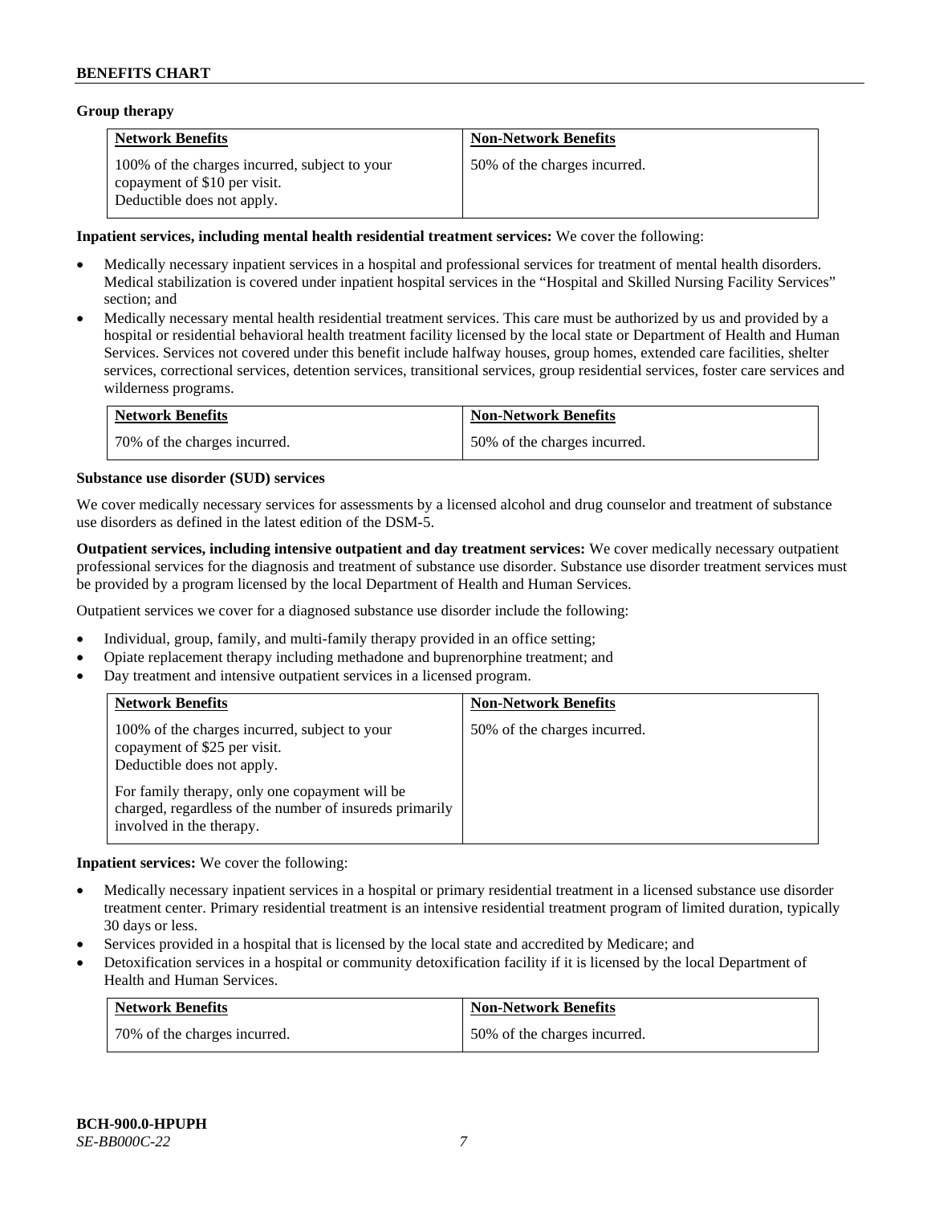**Group therapy**

| Network Benefits | Non-Network Benefits |
| --- | --- |
| 100% of the charges incurred, subject to your copayment of $10 per visit. Deductible does not apply. | 50% of the charges incurred. |

**Inpatient services, including mental health residential treatment services:** We cover the following:

- Medically necessary inpatient services in a hospital and professional services for treatment of mental health disorders. Medical stabilization is covered under inpatient hospital services in the "Hospital and Skilled Nursing Facility Services" section; and
- Medically necessary mental health residential treatment services. This care must be authorized by us and provided by a hospital or residential behavioral health treatment facility licensed by the local state or Department of Health and Human Services. Services not covered under this benefit include halfway houses, group homes, extended care facilities, shelter services, correctional services, detention services, transitional services, group residential services, foster care services and wilderness programs.

| Network Benefits | Non-Network Benefits |
| --- | --- |
| 70% of the charges incurred. | 50% of the charges incurred. |

**Substance use disorder (SUD) services**

We cover medically necessary services for assessments by a licensed alcohol and drug counselor and treatment of substance use disorders as defined in the latest edition of the DSM-5.

**Outpatient services, including intensive outpatient and day treatment services:** We cover medically necessary outpatient professional services for the diagnosis and treatment of substance use disorder. Substance use disorder treatment services must be provided by a program licensed by the local Department of Health and Human Services.

Outpatient services we cover for a diagnosed substance use disorder include the following:

- Individual, group, family, and multi-family therapy provided in an office setting;
- Opiate replacement therapy including methadone and buprenorphine treatment; and
- Day treatment and intensive outpatient services in a licensed program.

| Network Benefits | Non-Network Benefits |
| --- | --- |
| 100% of the charges incurred, subject to your copayment of $25 per visit. Deductible does not apply.<br><br>For family therapy, only one copayment will be charged, regardless of the number of insureds primarily involved in the therapy. | 50% of the charges incurred. |

**Inpatient services:** We cover the following:

- Medically necessary inpatient services in a hospital or primary residential treatment in a licensed substance use disorder treatment center. Primary residential treatment is an intensive residential treatment program of limited duration, typically 30 days or less.
- Services provided in a hospital that is licensed by the local state and accredited by Medicare; and
- Detoxification services in a hospital or community detoxification facility if it is licensed by the local Department of Health and Human Services.

| Network Benefits | Non-Network Benefits |
| --- | --- |
| 70% of the charges incurred. | 50% of the charges incurred. |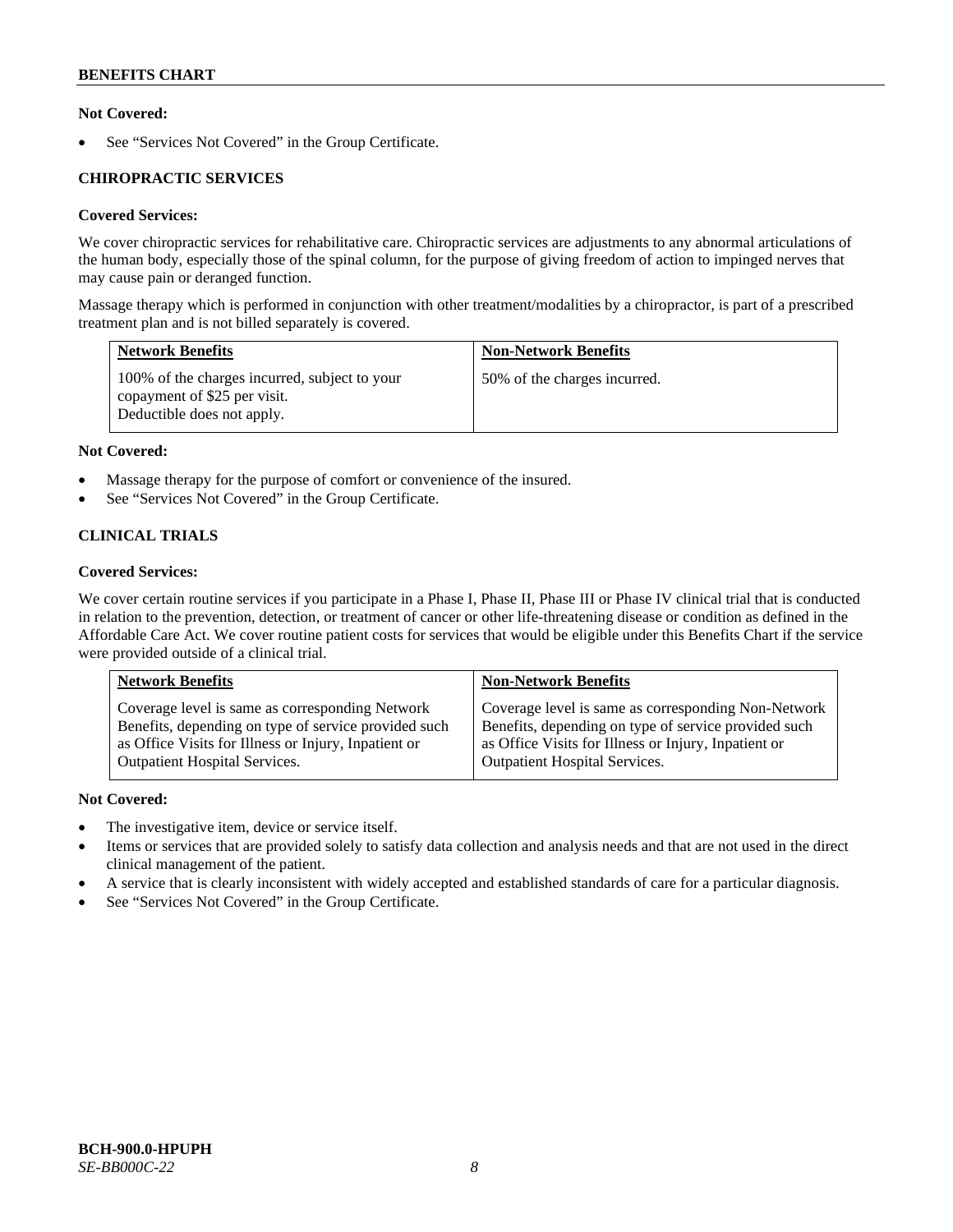**Not Covered:**

- See "Services Not Covered" in the Group Certificate.

## CHIROPRACTIC SERVICES

**Covered Services:**

We cover chiropractic services for rehabilitative care. Chiropractic services are adjustments to any abnormal articulations of the human body, especially those of the spinal column, for the purpose of giving freedom of action to impinged nerves that may cause pain or deranged function.

Massage therapy which is performed in conjunction with other treatment/modalities by a chiropractor, is part of a prescribed treatment plan and is not billed separately is covered.

| Network Benefits | Non-Network Benefits |
|---|---|
| 100% of the charges incurred, subject to your copayment of $25 per visit. Deductible does not apply. | 50% of the charges incurred. |

**Not Covered:**

- Massage therapy for the purpose of comfort or convenience of the insured.
- See "Services Not Covered" in the Group Certificate.

## CLINICAL TRIALS

**Covered Services:**

We cover certain routine services if you participate in a Phase I, Phase II, Phase III or Phase IV clinical trial that is conducted in relation to the prevention, detection, or treatment of cancer or other life-threatening disease or condition as defined in the Affordable Care Act. We cover routine patient costs for services that would be eligible under this Benefits Chart if the service were provided outside of a clinical trial.

| Network Benefits | Non-Network Benefits |
|---|---|
| Coverage level is same as corresponding Network Benefits, depending on type of service provided such as Office Visits for Illness or Injury, Inpatient or Outpatient Hospital Services. | Coverage level is same as corresponding Non-Network Benefits, depending on type of service provided such as Office Visits for Illness or Injury, Inpatient or Outpatient Hospital Services. |

**Not Covered:**

- The investigative item, device or service itself.
- Items or services that are provided solely to satisfy data collection and analysis needs and that are not used in the direct clinical management of the patient.
- A service that is clearly inconsistent with widely accepted and established standards of care for a particular diagnosis.
- See "Services Not Covered" in the Group Certificate.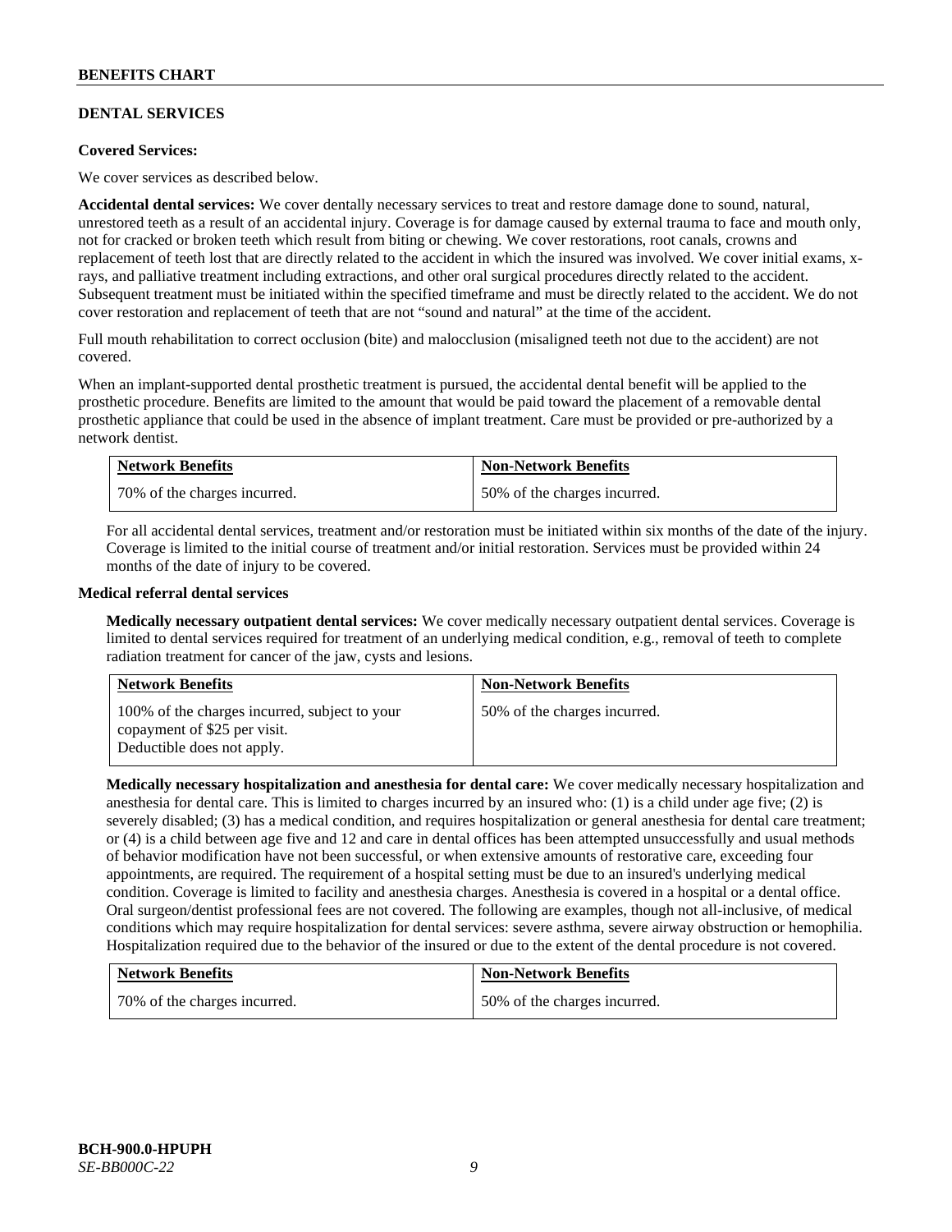## DENTAL SERVICES

**Covered Services:**

We cover services as described below.

**Accidental dental services:** We cover dentally necessary services to treat and restore damage done to sound, natural, unrestored teeth as a result of an accidental injury. Coverage is for damage caused by external trauma to face and mouth only, not for cracked or broken teeth which result from biting or chewing. We cover restorations, root canals, crowns and replacement of teeth lost that are directly related to the accident in which the insured was involved. We cover initial exams, x-rays, and palliative treatment including extractions, and other oral surgical procedures directly related to the accident. Subsequent treatment must be initiated within the specified timeframe and must be directly related to the accident. We do not cover restoration and replacement of teeth that are not "sound and natural" at the time of the accident.

Full mouth rehabilitation to correct occlusion (bite) and malocclusion (misaligned teeth not due to the accident) are not covered.

When an implant-supported dental prosthetic treatment is pursued, the accidental dental benefit will be applied to the prosthetic procedure. Benefits are limited to the amount that would be paid toward the placement of a removable dental prosthetic appliance that could be used in the absence of implant treatment. Care must be provided or pre-authorized by a network dentist.

| Network Benefits | Non-Network Benefits |
|---|---|
| 70% of the charges incurred. | 50% of the charges incurred. |

For all accidental dental services, treatment and/or restoration must be initiated within six months of the date of the injury. Coverage is limited to the initial course of treatment and/or initial restoration. Services must be provided within 24 months of the date of injury to be covered.

**Medical referral dental services**

**Medically necessary outpatient dental services:** We cover medically necessary outpatient dental services. Coverage is limited to dental services required for treatment of an underlying medical condition, e.g., removal of teeth to complete radiation treatment for cancer of the jaw, cysts and lesions.

| Network Benefits | Non-Network Benefits |
|---|---|
| 100% of the charges incurred, subject to your copayment of $25 per visit. Deductible does not apply. | 50% of the charges incurred. |

**Medically necessary hospitalization and anesthesia for dental care:** We cover medically necessary hospitalization and anesthesia for dental care. This is limited to charges incurred by an insured who: (1) is a child under age five; (2) is severely disabled; (3) has a medical condition, and requires hospitalization or general anesthesia for dental care treatment; or (4) is a child between age five and 12 and care in dental offices has been attempted unsuccessfully and usual methods of behavior modification have not been successful, or when extensive amounts of restorative care, exceeding four appointments, are required. The requirement of a hospital setting must be due to an insured's underlying medical condition. Coverage is limited to facility and anesthesia charges. Anesthesia is covered in a hospital or a dental office. Oral surgeon/dentist professional fees are not covered. The following are examples, though not all-inclusive, of medical conditions which may require hospitalization for dental services: severe asthma, severe airway obstruction or hemophilia. Hospitalization required due to the behavior of the insured or due to the extent of the dental procedure is not covered.

| Network Benefits | Non-Network Benefits |
|---|---|
| 70% of the charges incurred. | 50% of the charges incurred. |

**BCH-900.0-HPUPH**
*SE-BB000C-22*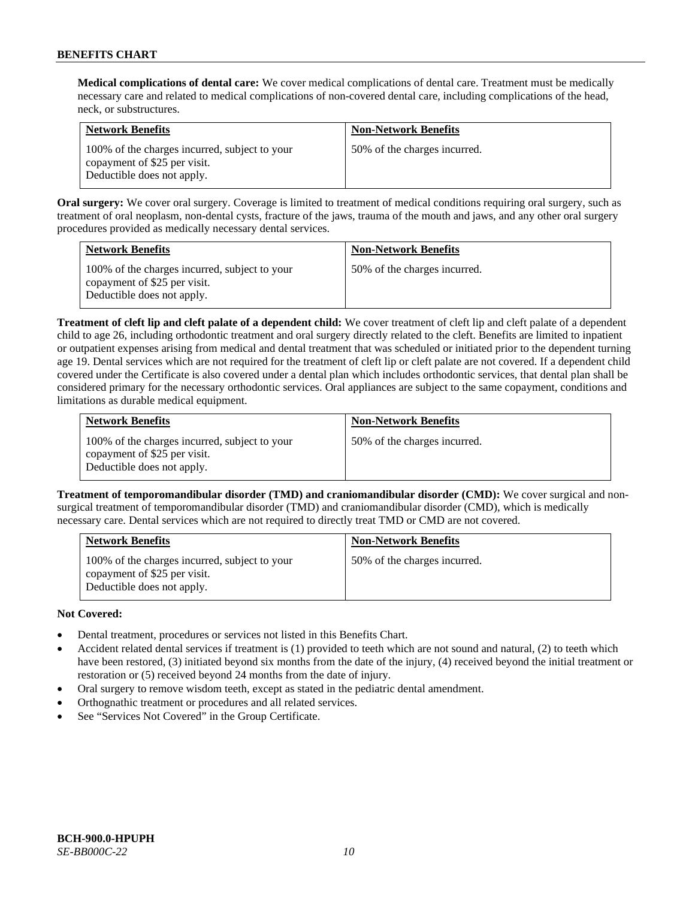**Medical complications of dental care:** We cover medical complications of dental care. Treatment must be medically necessary care and related to medical complications of non-covered dental care, including complications of the head, neck, or substructures.

| Network Benefits | Non-Network Benefits |
|---|---|
| 100% of the charges incurred, subject to your copayment of $25 per visit. Deductible does not apply. | 50% of the charges incurred. |

**Oral surgery:** We cover oral surgery. Coverage is limited to treatment of medical conditions requiring oral surgery, such as treatment of oral neoplasm, non-dental cysts, fracture of the jaws, trauma of the mouth and jaws, and any other oral surgery procedures provided as medically necessary dental services.

| Network Benefits | Non-Network Benefits |
|---|---|
| 100% of the charges incurred, subject to your copayment of $25 per visit. Deductible does not apply. | 50% of the charges incurred. |

**Treatment of cleft lip and cleft palate of a dependent child:** We cover treatment of cleft lip and cleft palate of a dependent child to age 26, including orthodontic treatment and oral surgery directly related to the cleft. Benefits are limited to inpatient or outpatient expenses arising from medical and dental treatment that was scheduled or initiated prior to the dependent turning age 19. Dental services which are not required for the treatment of cleft lip or cleft palate are not covered. If a dependent child covered under the Certificate is also covered under a dental plan which includes orthodontic services, that dental plan shall be considered primary for the necessary orthodontic services. Oral appliances are subject to the same copayment, conditions and limitations as durable medical equipment.

| Network Benefits | Non-Network Benefits |
|---|---|
| 100% of the charges incurred, subject to your copayment of $25 per visit. Deductible does not apply. | 50% of the charges incurred. |

**Treatment of temporomandibular disorder (TMD) and craniomandibular disorder (CMD):** We cover surgical and non-surgical treatment of temporomandibular disorder (TMD) and craniomandibular disorder (CMD), which is medically necessary care. Dental services which are not required to directly treat TMD or CMD are not covered.

| Network Benefits | Non-Network Benefits |
|---|---|
| 100% of the charges incurred, subject to your copayment of $25 per visit. Deductible does not apply. | 50% of the charges incurred. |

**Not Covered:**

- Dental treatment, procedures or services not listed in this Benefits Chart.
- Accident related dental services if treatment is (1) provided to teeth which are not sound and natural, (2) to teeth which have been restored, (3) initiated beyond six months from the date of the injury, (4) received beyond the initial treatment or restoration or (5) received beyond 24 months from the date of injury.
- Oral surgery to remove wisdom teeth, except as stated in the pediatric dental amendment.
- Orthognathic treatment or procedures and all related services.
- See "Services Not Covered" in the Group Certificate.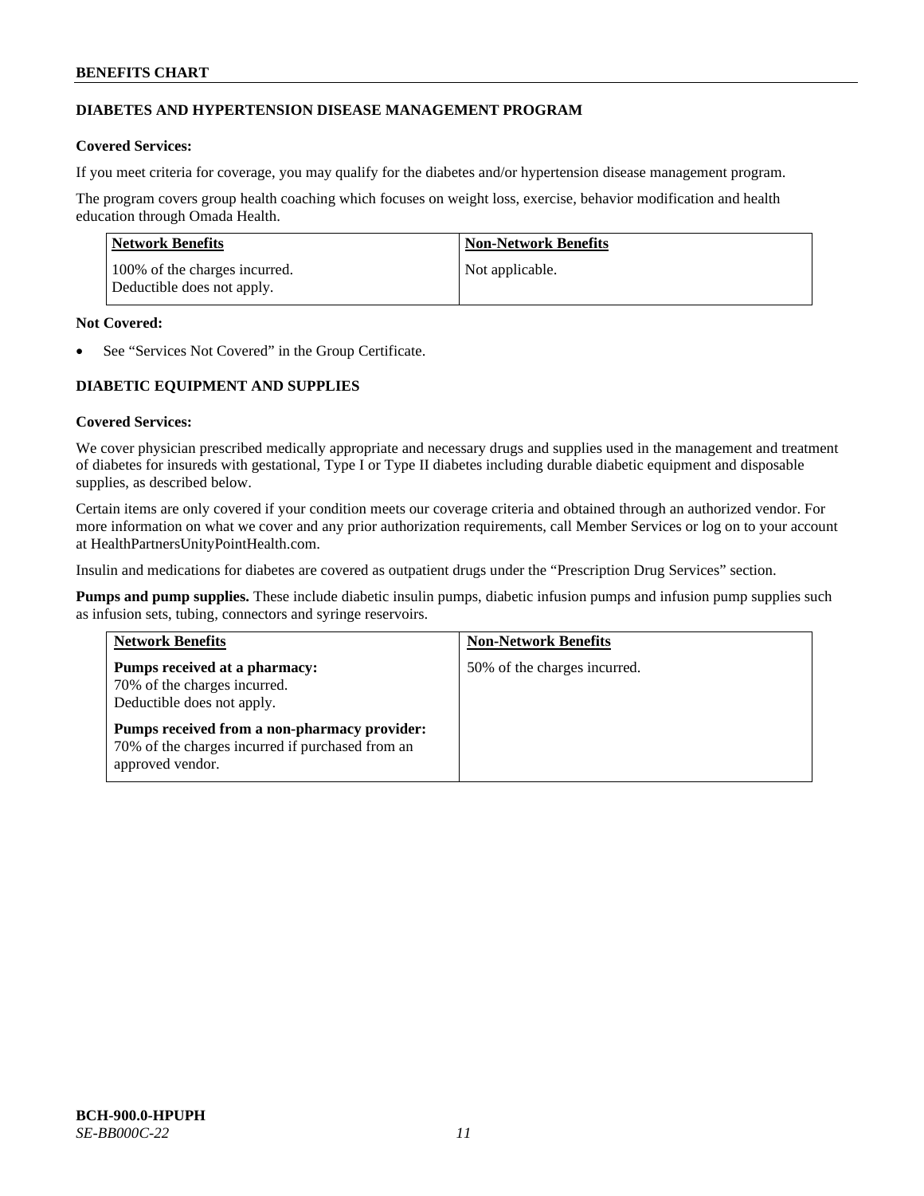## DIABETES AND HYPERTENSION DISEASE MANAGEMENT PROGRAM

**Covered Services:**

If you meet criteria for coverage, you may qualify for the diabetes and/or hypertension disease management program.

The program covers group health coaching which focuses on weight loss, exercise, behavior modification and health education through Omada Health.

| Network Benefits | Non-Network Benefits |
|---|---|
| 100% of the charges incurred. Deductible does not apply. | Not applicable. |

**Not Covered:**

- See "Services Not Covered" in the Group Certificate.

## DIABETIC EQUIPMENT AND SUPPLIES

**Covered Services:**

We cover physician prescribed medically appropriate and necessary drugs and supplies used in the management and treatment of diabetes for insureds with gestational, Type I or Type II diabetes including durable diabetic equipment and disposable supplies, as described below.

Certain items are only covered if your condition meets our coverage criteria and obtained through an authorized vendor. For more information on what we cover and any prior authorization requirements, call Member Services or log on to your account at HealthPartnersUnityPointHealth.com.

Insulin and medications for diabetes are covered as outpatient drugs under the "Prescription Drug Services" section.

**Pumps and pump supplies.** These include diabetic insulin pumps, diabetic infusion pumps and infusion pump supplies such as infusion sets, tubing, connectors and syringe reservoirs.

| Network Benefits | Non-Network Benefits |
|---|---|
| **Pumps received at a pharmacy:** 70% of the charges incurred. Deductible does not apply.<br><br>**Pumps received from a non-pharmacy provider:** 70% of the charges incurred if purchased from an approved vendor. | 50% of the charges incurred. |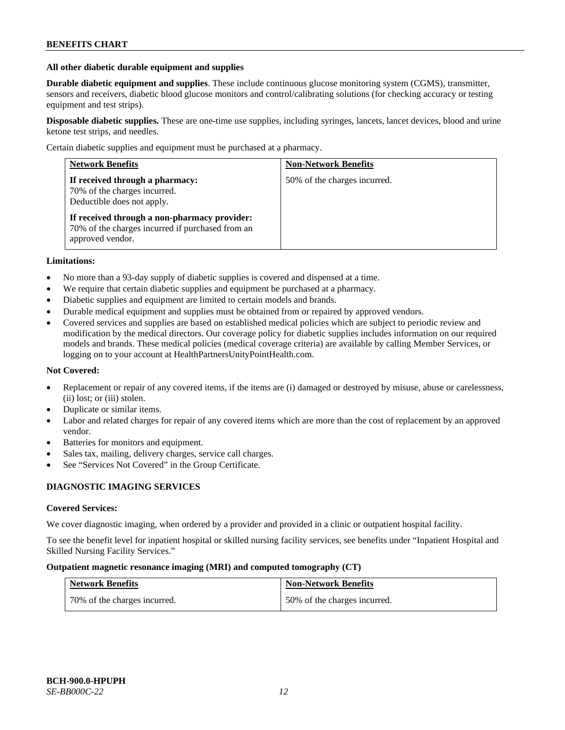**All other diabetic durable equipment and supplies**

**Durable diabetic equipment and supplies**. These include continuous glucose monitoring system (CGMS), transmitter, sensors and receivers, diabetic blood glucose monitors and control/calibrating solutions (for checking accuracy or testing equipment and test strips).

**Disposable diabetic supplies.** These are one-time use supplies, including syringes, lancets, lancet devices, blood and urine ketone test strips, and needles.

Certain diabetic supplies and equipment must be purchased at a pharmacy.

| Network Benefits | Non-Network Benefits |
|---|---|
| **If received through a pharmacy:**<br>70% of the charges incurred.<br>Deductible does not apply.<br><br>**If received through a non-pharmacy provider:**<br>70% of the charges incurred if purchased from an approved vendor. | 50% of the charges incurred. |

**Limitations:**

- No more than a 93-day supply of diabetic supplies is covered and dispensed at a time.
- We require that certain diabetic supplies and equipment be purchased at a pharmacy.
- Diabetic supplies and equipment are limited to certain models and brands.
- Durable medical equipment and supplies must be obtained from or repaired by approved vendors.
- Covered services and supplies are based on established medical policies which are subject to periodic review and modification by the medical directors. Our coverage policy for diabetic supplies includes information on our required models and brands. These medical policies (medical coverage criteria) are available by calling Member Services, or logging on to your account at HealthPartnersUnityPointHealth.com.

**Not Covered:**

- Replacement or repair of any covered items, if the items are (i) damaged or destroyed by misuse, abuse or carelessness, (ii) lost; or (iii) stolen.
- Duplicate or similar items.
- Labor and related charges for repair of any covered items which are more than the cost of replacement by an approved vendor.
- Batteries for monitors and equipment.
- Sales tax, mailing, delivery charges, service call charges.
- See "Services Not Covered" in the Group Certificate.

## DIAGNOSTIC IMAGING SERVICES

**Covered Services:**

We cover diagnostic imaging, when ordered by a provider and provided in a clinic or outpatient hospital facility.

To see the benefit level for inpatient hospital or skilled nursing facility services, see benefits under "Inpatient Hospital and Skilled Nursing Facility Services."

**Outpatient magnetic resonance imaging (MRI) and computed tomography (CT)**

| Network Benefits | Non-Network Benefits |
|---|---|
| 70% of the charges incurred. | 50% of the charges incurred. |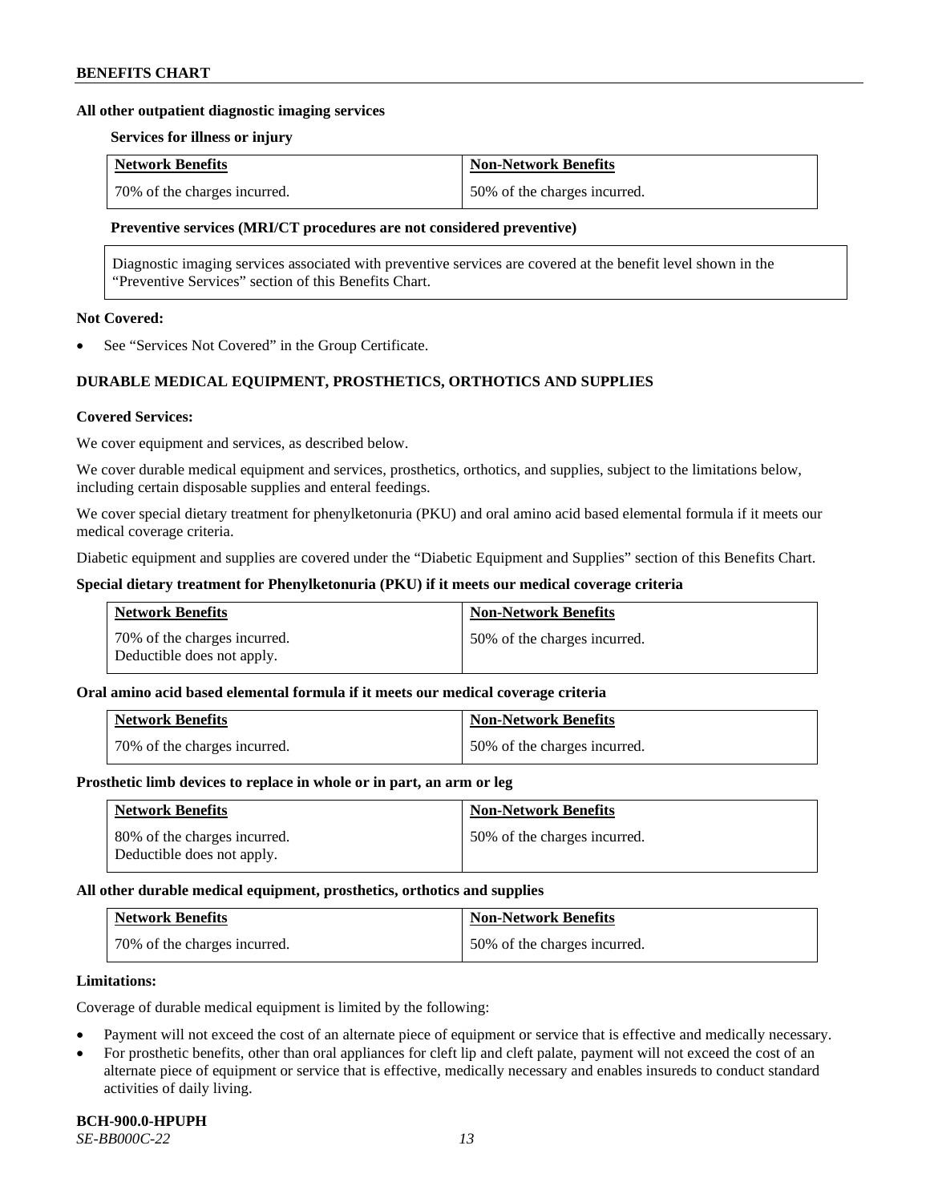**All other outpatient diagnostic imaging services**

**Services for illness or injury**

| Network Benefits | Non-Network Benefits |
|---|---|
| 70% of the charges incurred. | 50% of the charges incurred. |

**Preventive services (MRI/CT procedures are not considered preventive)**

Diagnostic imaging services associated with preventive services are covered at the benefit level shown in the "Preventive Services" section of this Benefits Chart.

**Not Covered:**

- See "Services Not Covered" in the Group Certificate.

## DURABLE MEDICAL EQUIPMENT, PROSTHETICS, ORTHOTICS AND SUPPLIES

**Covered Services:**

We cover equipment and services, as described below.

We cover durable medical equipment and services, prosthetics, orthotics, and supplies, subject to the limitations below, including certain disposable supplies and enteral feedings.

We cover special dietary treatment for phenylketonuria (PKU) and oral amino acid based elemental formula if it meets our medical coverage criteria.

Diabetic equipment and supplies are covered under the "Diabetic Equipment and Supplies" section of this Benefits Chart.

**Special dietary treatment for Phenylketonuria (PKU) if it meets our medical coverage criteria**

| Network Benefits | Non-Network Benefits |
|---|---|
| 70% of the charges incurred. Deductible does not apply. | 50% of the charges incurred. |

**Oral amino acid based elemental formula if it meets our medical coverage criteria**

| Network Benefits | Non-Network Benefits |
|---|---|
| 70% of the charges incurred. | 50% of the charges incurred. |

**Prosthetic limb devices to replace in whole or in part, an arm or leg**

| Network Benefits | Non-Network Benefits |
|---|---|
| 80% of the charges incurred. Deductible does not apply. | 50% of the charges incurred. |

**All other durable medical equipment, prosthetics, orthotics and supplies**

| Network Benefits | Non-Network Benefits |
|---|---|
| 70% of the charges incurred. | 50% of the charges incurred. |

**Limitations:**

Coverage of durable medical equipment is limited by the following:

- Payment will not exceed the cost of an alternate piece of equipment or service that is effective and medically necessary.
- For prosthetic benefits, other than oral appliances for cleft lip and cleft palate, payment will not exceed the cost of an alternate piece of equipment or service that is effective, medically necessary and enables insureds to conduct standard activities of daily living.

**BCH-900.0-HPUPH**
*SE-BB000C-22*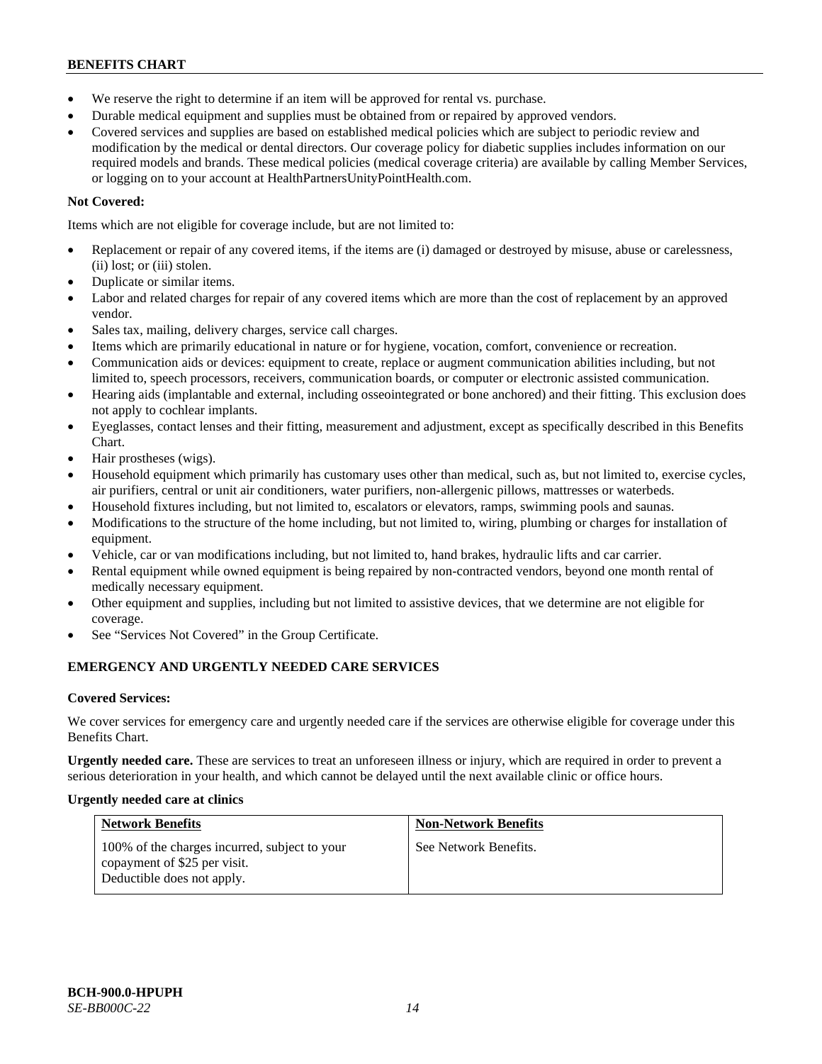- We reserve the right to determine if an item will be approved for rental vs. purchase.
- Durable medical equipment and supplies must be obtained from or repaired by approved vendors.
- Covered services and supplies are based on established medical policies which are subject to periodic review and modification by the medical or dental directors. Our coverage policy for diabetic supplies includes information on our required models and brands. These medical policies (medical coverage criteria) are available by calling Member Services, or logging on to your account at HealthPartnersUnityPointHealth.com.

**Not Covered:**

Items which are not eligible for coverage include, but are not limited to:

- Replacement or repair of any covered items, if the items are (i) damaged or destroyed by misuse, abuse or carelessness, (ii) lost; or (iii) stolen.
- Duplicate or similar items.
- Labor and related charges for repair of any covered items which are more than the cost of replacement by an approved vendor.
- Sales tax, mailing, delivery charges, service call charges.
- Items which are primarily educational in nature or for hygiene, vocation, comfort, convenience or recreation.
- Communication aids or devices: equipment to create, replace or augment communication abilities including, but not limited to, speech processors, receivers, communication boards, or computer or electronic assisted communication.
- Hearing aids (implantable and external, including osseointegrated or bone anchored) and their fitting. This exclusion does not apply to cochlear implants.
- Eyeglasses, contact lenses and their fitting, measurement and adjustment, except as specifically described in this Benefits Chart.
- Hair prostheses (wigs).
- Household equipment which primarily has customary uses other than medical, such as, but not limited to, exercise cycles, air purifiers, central or unit air conditioners, water purifiers, non-allergenic pillows, mattresses or waterbeds.
- Household fixtures including, but not limited to, escalators or elevators, ramps, swimming pools and saunas.
- Modifications to the structure of the home including, but not limited to, wiring, plumbing or charges for installation of equipment.
- Vehicle, car or van modifications including, but not limited to, hand brakes, hydraulic lifts and car carrier.
- Rental equipment while owned equipment is being repaired by non-contracted vendors, beyond one month rental of medically necessary equipment.
- Other equipment and supplies, including but not limited to assistive devices, that we determine are not eligible for coverage.
- See "Services Not Covered" in the Group Certificate.

## EMERGENCY AND URGENTLY NEEDED CARE SERVICES

**Covered Services:**

We cover services for emergency care and urgently needed care if the services are otherwise eligible for coverage under this Benefits Chart.

**Urgently needed care.** These are services to treat an unforeseen illness or injury, which are required in order to prevent a serious deterioration in your health, and which cannot be delayed until the next available clinic or office hours.

**Urgently needed care at clinics**

| Network Benefits | Non-Network Benefits |
|---|---|
| 100% of the charges incurred, subject to your copayment of $25 per visit. Deductible does not apply. | See Network Benefits. |

BCH-900.0-HPUPH
*SE-BB000C-22*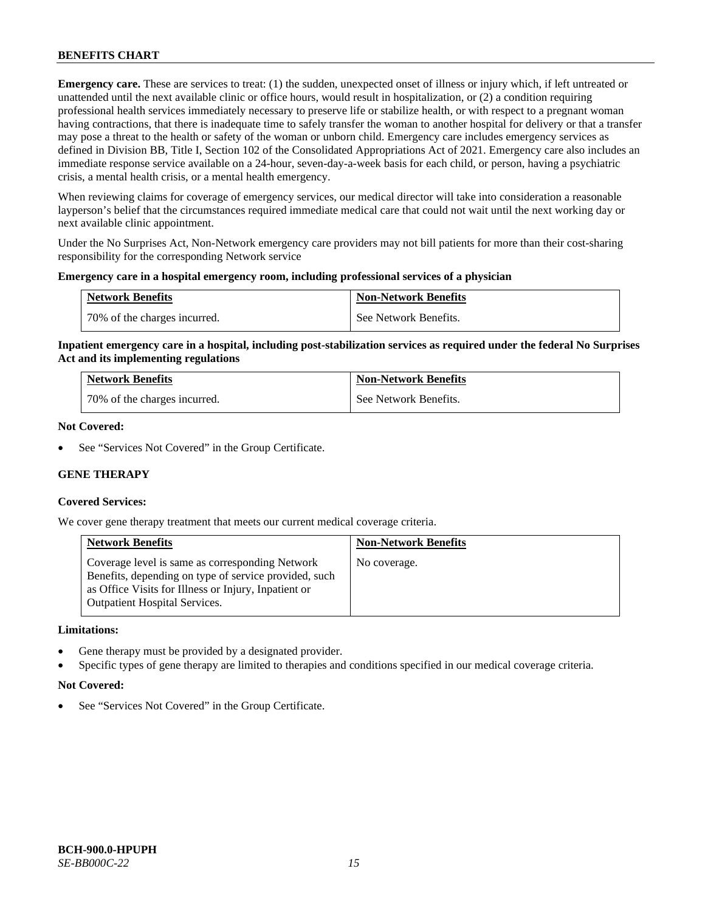**Emergency care.** These are services to treat: (1) the sudden, unexpected onset of illness or injury which, if left untreated or unattended until the next available clinic or office hours, would result in hospitalization, or (2) a condition requiring professional health services immediately necessary to preserve life or stabilize health, or with respect to a pregnant woman having contractions, that there is inadequate time to safely transfer the woman to another hospital for delivery or that a transfer may pose a threat to the health or safety of the woman or unborn child. Emergency care includes emergency services as defined in Division BB, Title I, Section 102 of the Consolidated Appropriations Act of 2021. Emergency care also includes an immediate response service available on a 24-hour, seven-day-a-week basis for each child, or person, having a psychiatric crisis, a mental health crisis, or a mental health emergency.

When reviewing claims for coverage of emergency services, our medical director will take into consideration a reasonable layperson's belief that the circumstances required immediate medical care that could not wait until the next working day or next available clinic appointment.

Under the No Surprises Act, Non-Network emergency care providers may not bill patients for more than their cost-sharing responsibility for the corresponding Network service

**Emergency care in a hospital emergency room, including professional services of a physician**

| Network Benefits | Non-Network Benefits |
|---|---|
| 70% of the charges incurred. | See Network Benefits. |

**Inpatient emergency care in a hospital, including post-stabilization services as required under the federal No Surprises Act and its implementing regulations**

| Network Benefits | Non-Network Benefits |
|---|---|
| 70% of the charges incurred. | See Network Benefits. |

**Not Covered:**

- See "Services Not Covered" in the Group Certificate.

### GENE THERAPY

**Covered Services:**

We cover gene therapy treatment that meets our current medical coverage criteria.

| Network Benefits | Non-Network Benefits |
|---|---|
| Coverage level is same as corresponding Network Benefits, depending on type of service provided, such as Office Visits for Illness or Injury, Inpatient or Outpatient Hospital Services. | No coverage. |

**Limitations:**

- Gene therapy must be provided by a designated provider.
- Specific types of gene therapy are limited to therapies and conditions specified in our medical coverage criteria.

**Not Covered:**

- See "Services Not Covered" in the Group Certificate.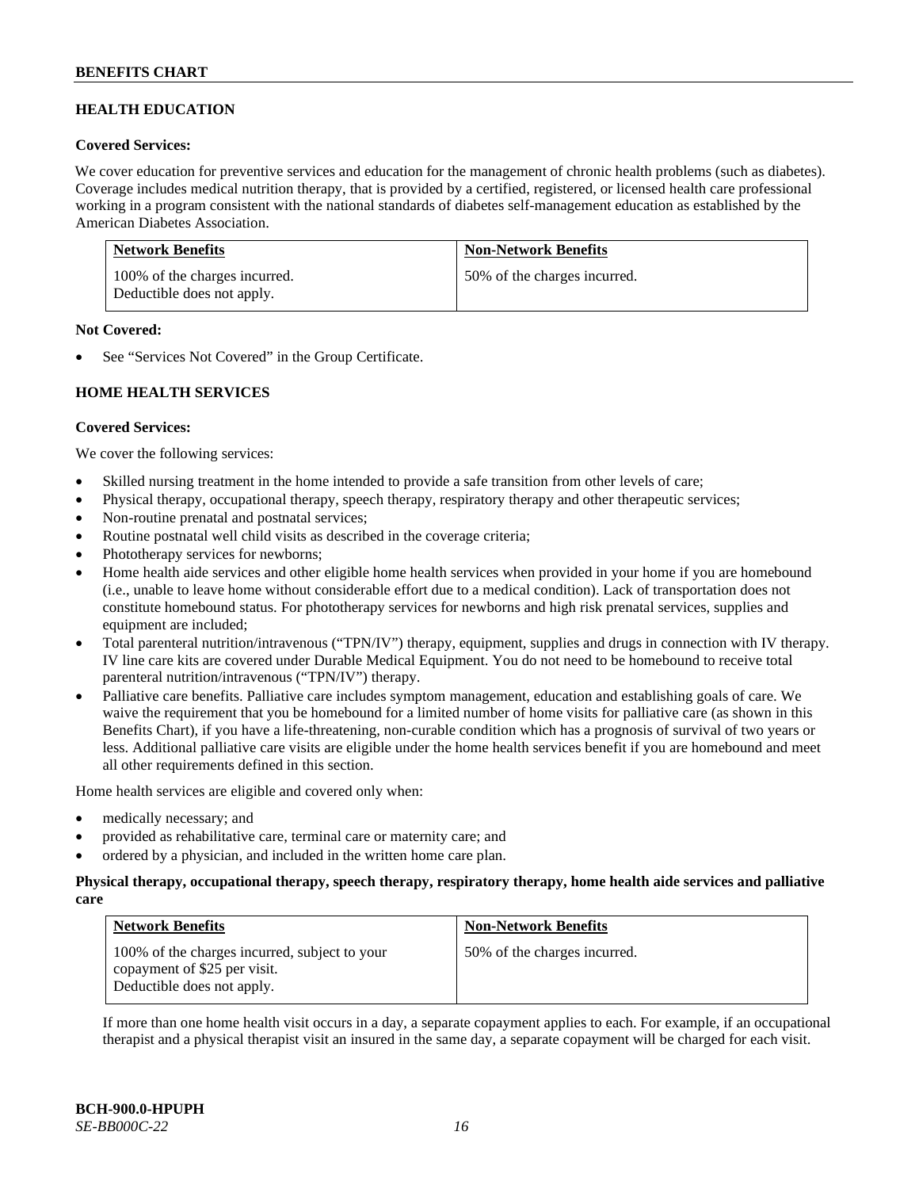## HEALTH EDUCATION

**Covered Services:**

We cover education for preventive services and education for the management of chronic health problems (such as diabetes). Coverage includes medical nutrition therapy, that is provided by a certified, registered, or licensed health care professional working in a program consistent with the national standards of diabetes self-management education as established by the American Diabetes Association.

| Network Benefits | Non-Network Benefits |
|---|---|
| 100% of the charges incurred. Deductible does not apply. | 50% of the charges incurred. |

**Not Covered:**

- See "Services Not Covered" in the Group Certificate.

## HOME HEALTH SERVICES

**Covered Services:**

We cover the following services:

- Skilled nursing treatment in the home intended to provide a safe transition from other levels of care;
- Physical therapy, occupational therapy, speech therapy, respiratory therapy and other therapeutic services;
- Non-routine prenatal and postnatal services;
- Routine postnatal well child visits as described in the coverage criteria;
- Phototherapy services for newborns;
- Home health aide services and other eligible home health services when provided in your home if you are homebound (i.e., unable to leave home without considerable effort due to a medical condition). Lack of transportation does not constitute homebound status. For phototherapy services for newborns and high risk prenatal services, supplies and equipment are included;
- Total parenteral nutrition/intravenous ("TPN/IV") therapy, equipment, supplies and drugs in connection with IV therapy. IV line care kits are covered under Durable Medical Equipment. You do not need to be homebound to receive total parenteral nutrition/intravenous ("TPN/IV") therapy.
- Palliative care benefits. Palliative care includes symptom management, education and establishing goals of care. We waive the requirement that you be homebound for a limited number of home visits for palliative care (as shown in this Benefits Chart), if you have a life-threatening, non-curable condition which has a prognosis of survival of two years or less. Additional palliative care visits are eligible under the home health services benefit if you are homebound and meet all other requirements defined in this section.

Home health services are eligible and covered only when:

- medically necessary; and
- provided as rehabilitative care, terminal care or maternity care; and
- ordered by a physician, and included in the written home care plan.

**Physical therapy, occupational therapy, speech therapy, respiratory therapy, home health aide services and palliative care**

| Network Benefits | Non-Network Benefits |
|---|---|
| 100% of the charges incurred, subject to your copayment of $25 per visit. Deductible does not apply. | 50% of the charges incurred. |

If more than one home health visit occurs in a day, a separate copayment applies to each. For example, if an occupational therapist and a physical therapist visit an insured in the same day, a separate copayment will be charged for each visit.

BCH-900.0-HPUPH
*SE-BB000C-22*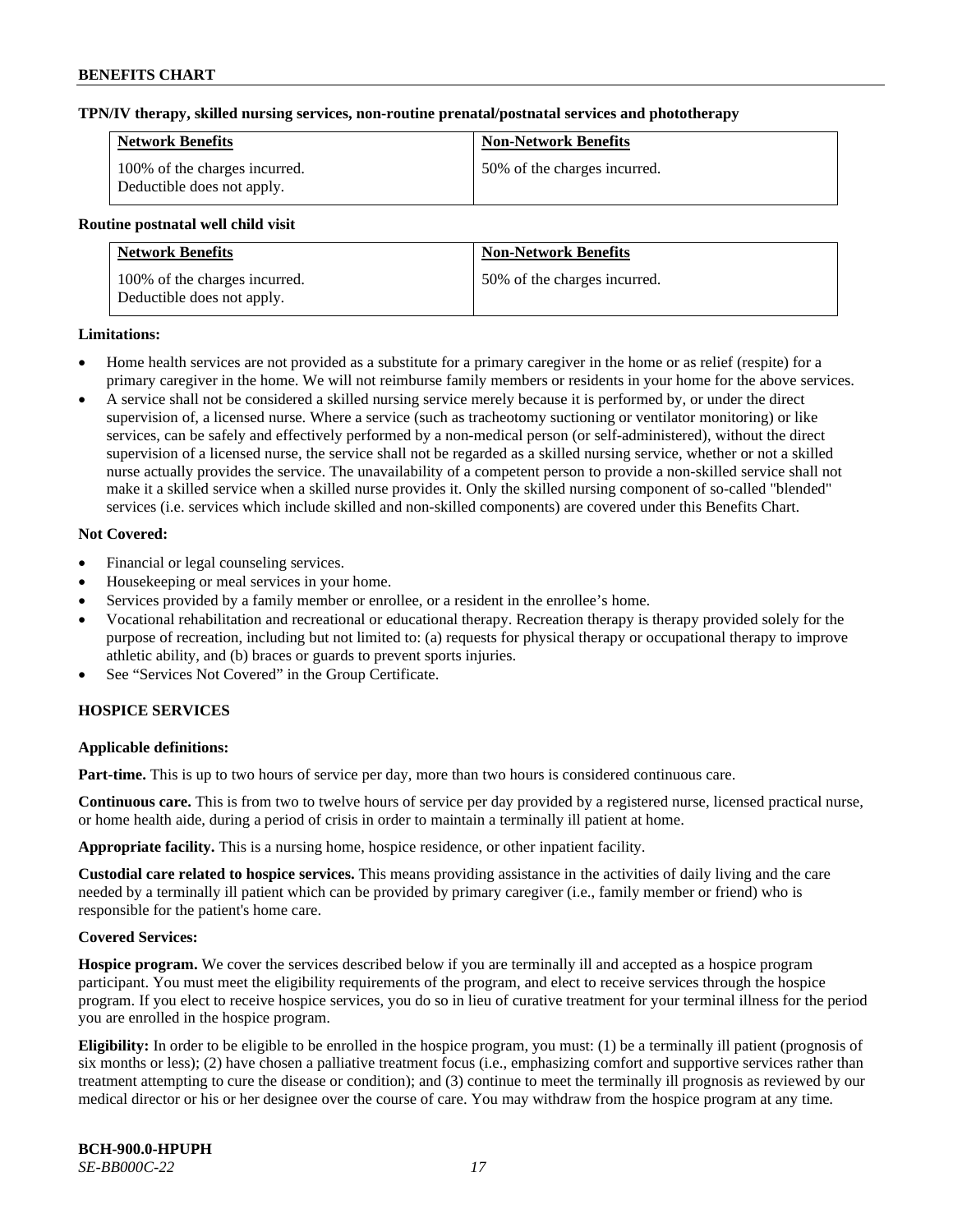**TPN/IV therapy, skilled nursing services, non-routine prenatal/postnatal services and phototherapy**

| Network Benefits | Non-Network Benefits |
|---|---|
| 100% of the charges incurred. Deductible does not apply. | 50% of the charges incurred. |

**Routine postnatal well child visit**

| Network Benefits | Non-Network Benefits |
|---|---|
| 100% of the charges incurred. Deductible does not apply. | 50% of the charges incurred. |

**Limitations:**

- Home health services are not provided as a substitute for a primary caregiver in the home or as relief (respite) for a primary caregiver in the home. We will not reimburse family members or residents in your home for the above services.
- A service shall not be considered a skilled nursing service merely because it is performed by, or under the direct supervision of, a licensed nurse. Where a service (such as tracheotomy suctioning or ventilator monitoring) or like services, can be safely and effectively performed by a non-medical person (or self-administered), without the direct supervision of a licensed nurse, the service shall not be regarded as a skilled nursing service, whether or not a skilled nurse actually provides the service. The unavailability of a competent person to provide a non-skilled service shall not make it a skilled service when a skilled nurse provides it. Only the skilled nursing component of so-called "blended" services (i.e. services which include skilled and non-skilled components) are covered under this Benefits Chart.

**Not Covered:**

- Financial or legal counseling services.
- Housekeeping or meal services in your home.
- Services provided by a family member or enrollee, or a resident in the enrollee's home.
- Vocational rehabilitation and recreational or educational therapy. Recreation therapy is therapy provided solely for the purpose of recreation, including but not limited to: (a) requests for physical therapy or occupational therapy to improve athletic ability, and (b) braces or guards to prevent sports injuries.
- See "Services Not Covered" in the Group Certificate.

## HOSPICE SERVICES

**Applicable definitions:**

**Part-time.** This is up to two hours of service per day, more than two hours is considered continuous care.

**Continuous care.** This is from two to twelve hours of service per day provided by a registered nurse, licensed practical nurse, or home health aide, during a period of crisis in order to maintain a terminally ill patient at home.

**Appropriate facility.** This is a nursing home, hospice residence, or other inpatient facility.

**Custodial care related to hospice services.** This means providing assistance in the activities of daily living and the care needed by a terminally ill patient which can be provided by primary caregiver (i.e., family member or friend) who is responsible for the patient's home care.

**Covered Services:**

**Hospice program.** We cover the services described below if you are terminally ill and accepted as a hospice program participant. You must meet the eligibility requirements of the program, and elect to receive services through the hospice program. If you elect to receive hospice services, you do so in lieu of curative treatment for your terminal illness for the period you are enrolled in the hospice program.

**Eligibility:** In order to be eligible to be enrolled in the hospice program, you must: (1) be a terminally ill patient (prognosis of six months or less); (2) have chosen a palliative treatment focus (i.e., emphasizing comfort and supportive services rather than treatment attempting to cure the disease or condition); and (3) continue to meet the terminally ill prognosis as reviewed by our medical director or his or her designee over the course of care. You may withdraw from the hospice program at any time.

**BCH-900.0-HPUPH**
*SE-BB000C-22*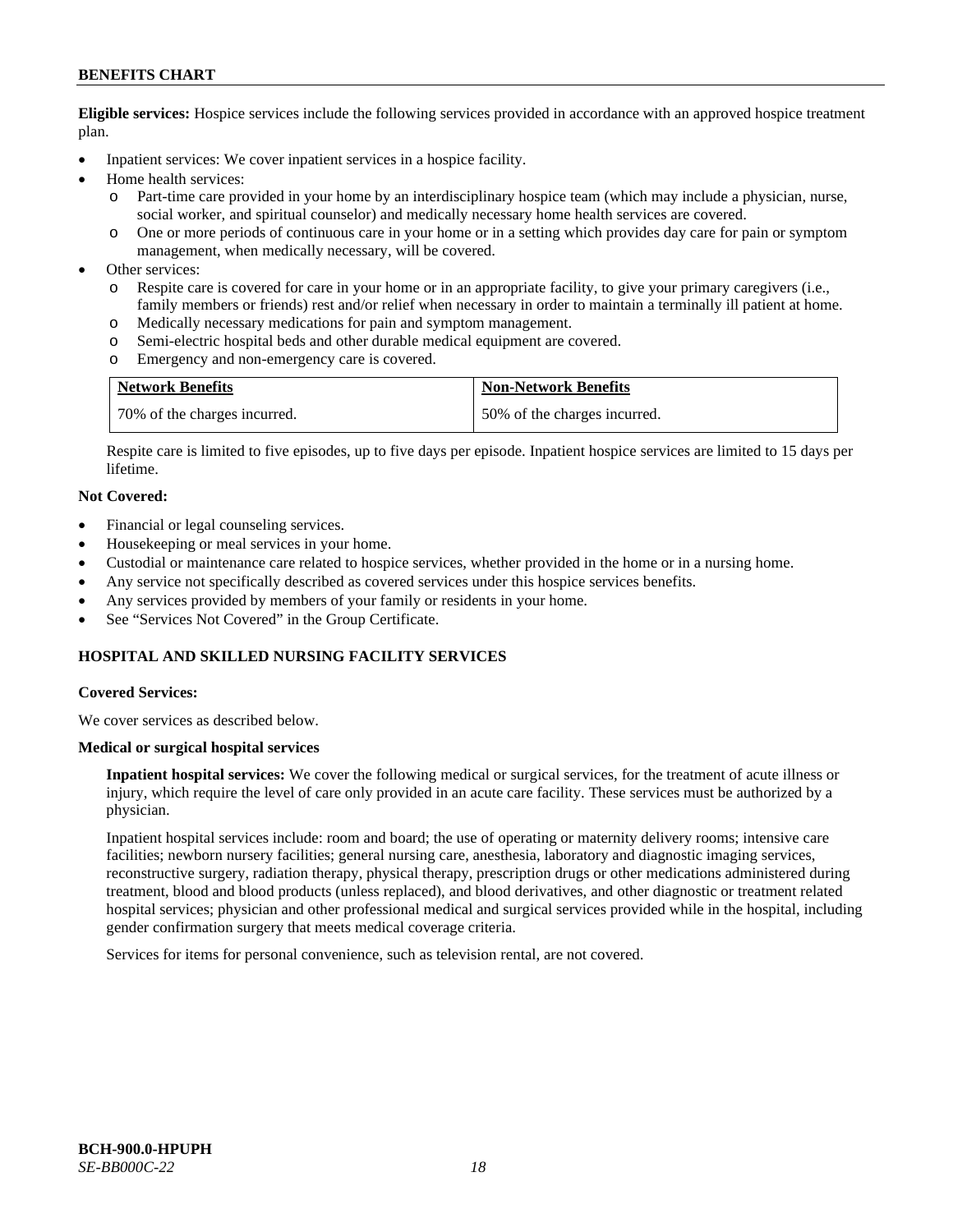**Eligible services:** Hospice services include the following services provided in accordance with an approved hospice treatment plan.

- Inpatient services: We cover inpatient services in a hospice facility.
- Home health services:
  - Part-time care provided in your home by an interdisciplinary hospice team (which may include a physician, nurse, social worker, and spiritual counselor) and medically necessary home health services are covered.
  - One or more periods of continuous care in your home or in a setting which provides day care for pain or symptom management, when medically necessary, will be covered.
- Other services:
  - Respite care is covered for care in your home or in an appropriate facility, to give your primary caregivers (i.e., family members or friends) rest and/or relief when necessary in order to maintain a terminally ill patient at home.
  - Medically necessary medications for pain and symptom management.
  - Semi-electric hospital beds and other durable medical equipment are covered.
  - Emergency and non-emergency care is covered.

| Network Benefits | Non-Network Benefits |
| --- | --- |
| 70% of the charges incurred. | 50% of the charges incurred. |

Respite care is limited to five episodes, up to five days per episode. Inpatient hospice services are limited to 15 days per lifetime.

**Not Covered:**

- Financial or legal counseling services.
- Housekeeping or meal services in your home.
- Custodial or maintenance care related to hospice services, whether provided in the home or in a nursing home.
- Any service not specifically described as covered services under this hospice services benefits.
- Any services provided by members of your family or residents in your home.
- See "Services Not Covered" in the Group Certificate.

## HOSPITAL AND SKILLED NURSING FACILITY SERVICES

**Covered Services:**

We cover services as described below.

**Medical or surgical hospital services**

**Inpatient hospital services:** We cover the following medical or surgical services, for the treatment of acute illness or injury, which require the level of care only provided in an acute care facility. These services must be authorized by a physician.

Inpatient hospital services include: room and board; the use of operating or maternity delivery rooms; intensive care facilities; newborn nursery facilities; general nursing care, anesthesia, laboratory and diagnostic imaging services, reconstructive surgery, radiation therapy, physical therapy, prescription drugs or other medications administered during treatment, blood and blood products (unless replaced), and blood derivatives, and other diagnostic or treatment related hospital services; physician and other professional medical and surgical services provided while in the hospital, including gender confirmation surgery that meets medical coverage criteria.

Services for items for personal convenience, such as television rental, are not covered.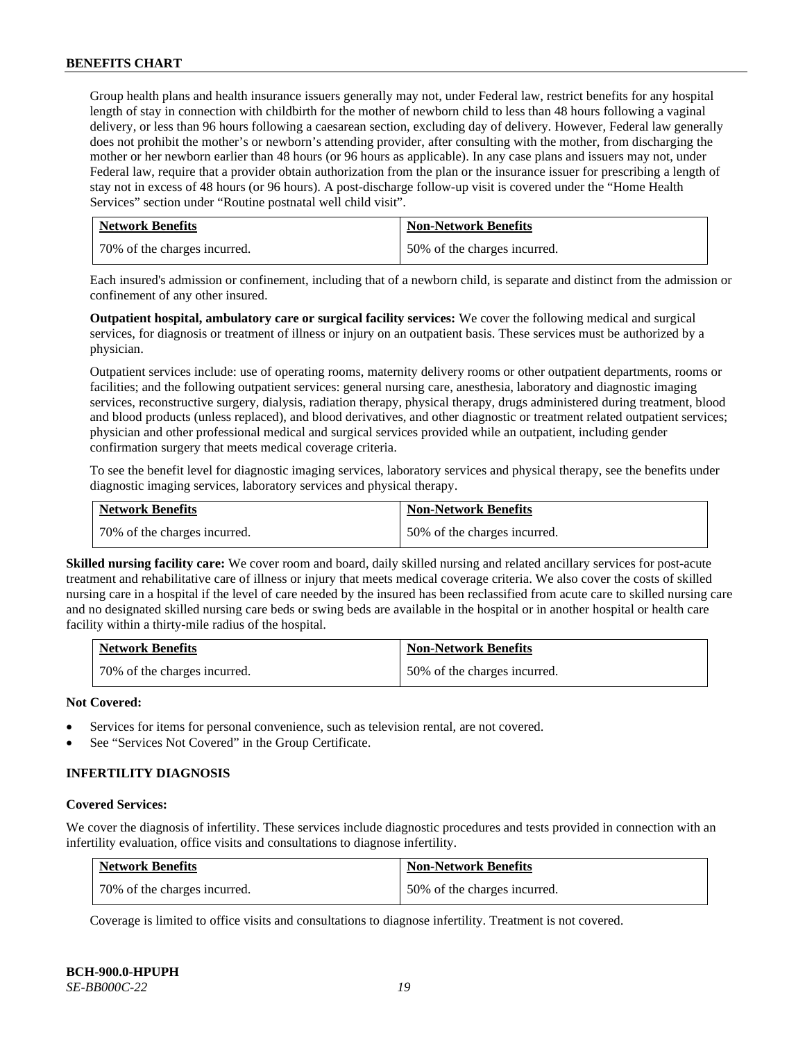Group health plans and health insurance issuers generally may not, under Federal law, restrict benefits for any hospital length of stay in connection with childbirth for the mother of newborn child to less than 48 hours following a vaginal delivery, or less than 96 hours following a caesarean section, excluding day of delivery. However, Federal law generally does not prohibit the mother's or newborn's attending provider, after consulting with the mother, from discharging the mother or her newborn earlier than 48 hours (or 96 hours as applicable). In any case plans and issuers may not, under Federal law, require that a provider obtain authorization from the plan or the insurance issuer for prescribing a length of stay not in excess of 48 hours (or 96 hours). A post-discharge follow-up visit is covered under the "Home Health Services" section under "Routine postnatal well child visit".

| Network Benefits | Non-Network Benefits |
|---|---|
| 70% of the charges incurred. | 50% of the charges incurred. |

Each insured's admission or confinement, including that of a newborn child, is separate and distinct from the admission or confinement of any other insured.

**Outpatient hospital, ambulatory care or surgical facility services:** We cover the following medical and surgical services, for diagnosis or treatment of illness or injury on an outpatient basis. These services must be authorized by a physician.

Outpatient services include: use of operating rooms, maternity delivery rooms or other outpatient departments, rooms or facilities; and the following outpatient services: general nursing care, anesthesia, laboratory and diagnostic imaging services, reconstructive surgery, dialysis, radiation therapy, physical therapy, drugs administered during treatment, blood and blood products (unless replaced), and blood derivatives, and other diagnostic or treatment related outpatient services; physician and other professional medical and surgical services provided while an outpatient, including gender confirmation surgery that meets medical coverage criteria.

To see the benefit level for diagnostic imaging services, laboratory services and physical therapy, see the benefits under diagnostic imaging services, laboratory services and physical therapy.

| Network Benefits | Non-Network Benefits |
|---|---|
| 70% of the charges incurred. | 50% of the charges incurred. |

**Skilled nursing facility care:** We cover room and board, daily skilled nursing and related ancillary services for post-acute treatment and rehabilitative care of illness or injury that meets medical coverage criteria. We also cover the costs of skilled nursing care in a hospital if the level of care needed by the insured has been reclassified from acute care to skilled nursing care and no designated skilled nursing care beds or swing beds are available in the hospital or in another hospital or health care facility within a thirty-mile radius of the hospital.

| Network Benefits | Non-Network Benefits |
|---|---|
| 70% of the charges incurred. | 50% of the charges incurred. |

**Not Covered:**

- Services for items for personal convenience, such as television rental, are not covered.
- See "Services Not Covered" in the Group Certificate.

## INFERTILITY DIAGNOSIS

**Covered Services:**

We cover the diagnosis of infertility. These services include diagnostic procedures and tests provided in connection with an infertility evaluation, office visits and consultations to diagnose infertility.

| Network Benefits | Non-Network Benefits |
|---|---|
| 70% of the charges incurred. | 50% of the charges incurred. |

Coverage is limited to office visits and consultations to diagnose infertility. Treatment is not covered.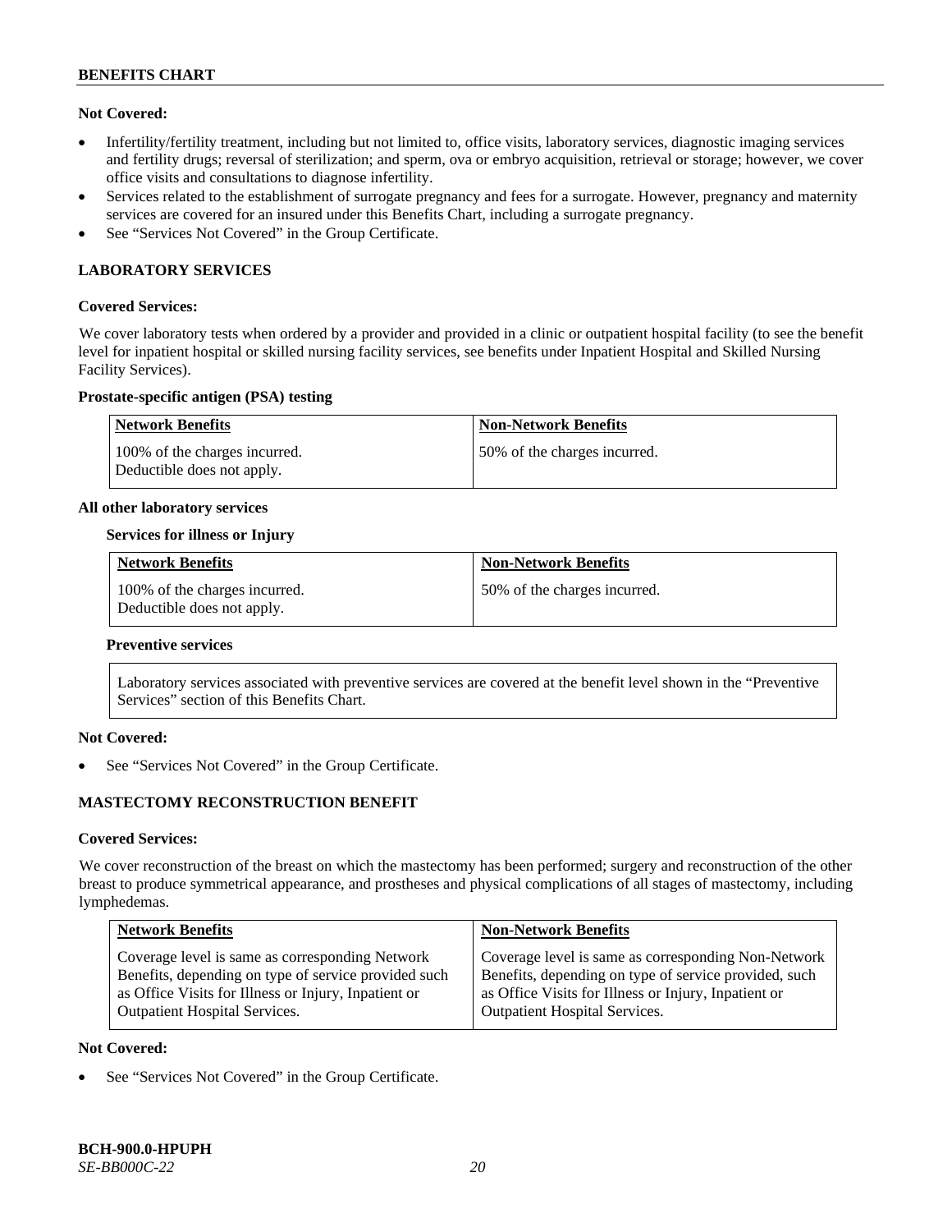**Not Covered:**

- Infertility/fertility treatment, including but not limited to, office visits, laboratory services, diagnostic imaging services and fertility drugs; reversal of sterilization; and sperm, ova or embryo acquisition, retrieval or storage; however, we cover office visits and consultations to diagnose infertility.
- Services related to the establishment of surrogate pregnancy and fees for a surrogate. However, pregnancy and maternity services are covered for an insured under this Benefits Chart, including a surrogate pregnancy.
- See "Services Not Covered" in the Group Certificate.

## LABORATORY SERVICES

**Covered Services:**

We cover laboratory tests when ordered by a provider and provided in a clinic or outpatient hospital facility (to see the benefit level for inpatient hospital or skilled nursing facility services, see benefits under Inpatient Hospital and Skilled Nursing Facility Services).

**Prostate-specific antigen (PSA) testing**

| Network Benefits | Non-Network Benefits |
|---|---|
| 100% of the charges incurred. Deductible does not apply. | 50% of the charges incurred. |

**All other laboratory services**

**Services for illness or Injury**

| Network Benefits | Non-Network Benefits |
|---|---|
| 100% of the charges incurred. Deductible does not apply. | 50% of the charges incurred. |

**Preventive services**

Laboratory services associated with preventive services are covered at the benefit level shown in the "Preventive Services" section of this Benefits Chart.

**Not Covered:**

- See "Services Not Covered" in the Group Certificate.

## MASTECTOMY RECONSTRUCTION BENEFIT

**Covered Services:**

We cover reconstruction of the breast on which the mastectomy has been performed; surgery and reconstruction of the other breast to produce symmetrical appearance, and prostheses and physical complications of all stages of mastectomy, including lymphedemas.

| Network Benefits | Non-Network Benefits |
|---|---|
| Coverage level is same as corresponding Network Benefits, depending on type of service provided such as Office Visits for Illness or Injury, Inpatient or Outpatient Hospital Services. | Coverage level is same as corresponding Non-Network Benefits, depending on type of service provided, such as Office Visits for Illness or Injury, Inpatient or Outpatient Hospital Services. |

**Not Covered:**

- See "Services Not Covered" in the Group Certificate.

**BCH-900.0-HPUPH**
*SE-BB000C-22*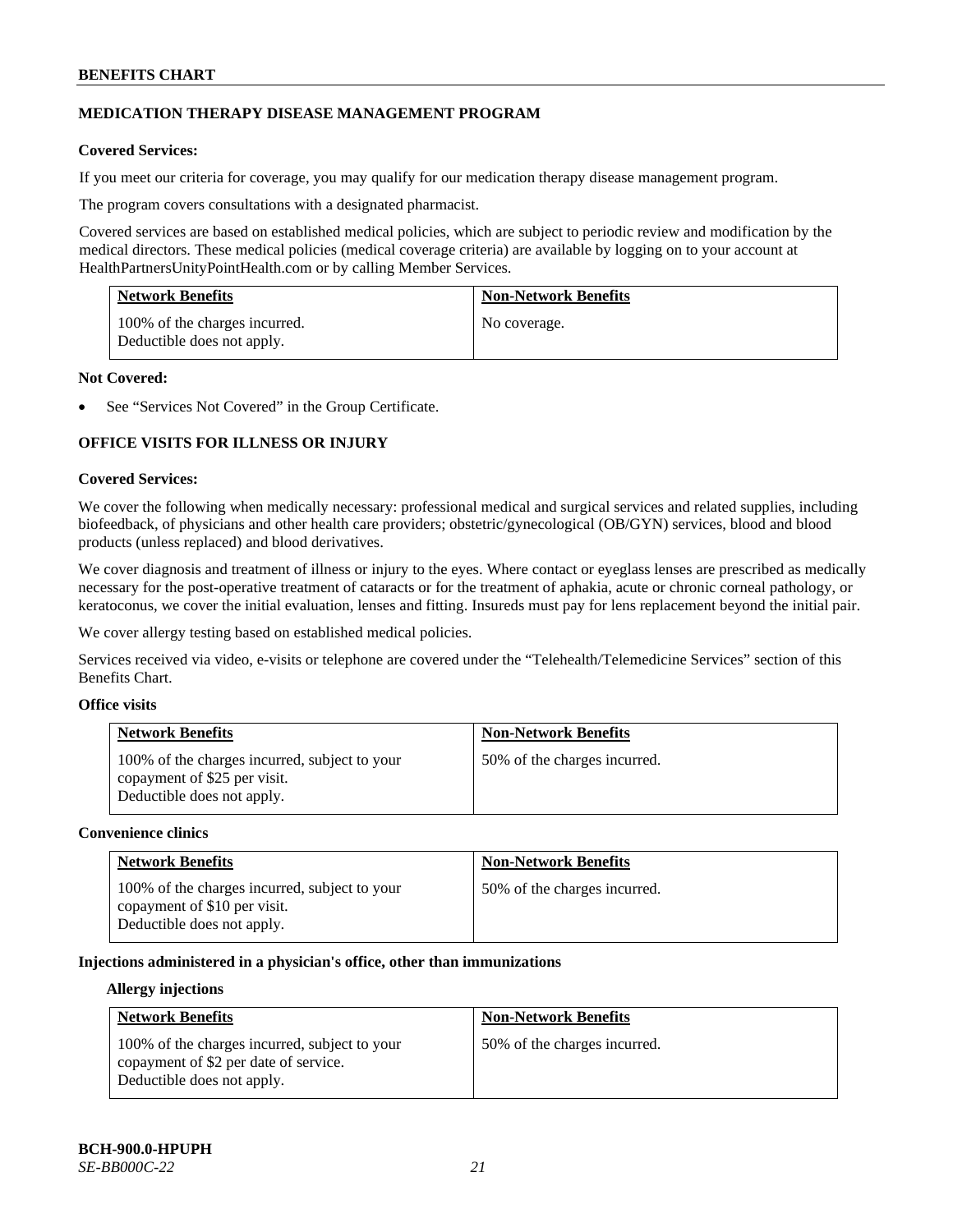## MEDICATION THERAPY DISEASE MANAGEMENT PROGRAM

**Covered Services:**

If you meet our criteria for coverage, you may qualify for our medication therapy disease management program.

The program covers consultations with a designated pharmacist.

Covered services are based on established medical policies, which are subject to periodic review and modification by the medical directors. These medical policies (medical coverage criteria) are available by logging on to your account at HealthPartnersUnityPointHealth.com or by calling Member Services.

| Network Benefits | Non-Network Benefits |
|---|---|
| 100% of the charges incurred. Deductible does not apply. | No coverage. |

**Not Covered:**

- See "Services Not Covered" in the Group Certificate.

## OFFICE VISITS FOR ILLNESS OR INJURY

**Covered Services:**

We cover the following when medically necessary: professional medical and surgical services and related supplies, including biofeedback, of physicians and other health care providers; obstetric/gynecological (OB/GYN) services, blood and blood products (unless replaced) and blood derivatives.

We cover diagnosis and treatment of illness or injury to the eyes. Where contact or eyeglass lenses are prescribed as medically necessary for the post-operative treatment of cataracts or for the treatment of aphakia, acute or chronic corneal pathology, or keratoconus, we cover the initial evaluation, lenses and fitting. Insureds must pay for lens replacement beyond the initial pair.

We cover allergy testing based on established medical policies.

Services received via video, e-visits or telephone are covered under the "Telehealth/Telemedicine Services" section of this Benefits Chart.

**Office visits**

| Network Benefits | Non-Network Benefits |
|---|---|
| 100% of the charges incurred, subject to your copayment of $25 per visit. Deductible does not apply. | 50% of the charges incurred. |

**Convenience clinics**

| Network Benefits | Non-Network Benefits |
|---|---|
| 100% of the charges incurred, subject to your copayment of $10 per visit. Deductible does not apply. | 50% of the charges incurred. |

**Injections administered in a physician's office, other than immunizations**

**Allergy injections**

| Network Benefits | Non-Network Benefits |
|---|---|
| 100% of the charges incurred, subject to your copayment of $2 per date of service. Deductible does not apply. | 50% of the charges incurred. |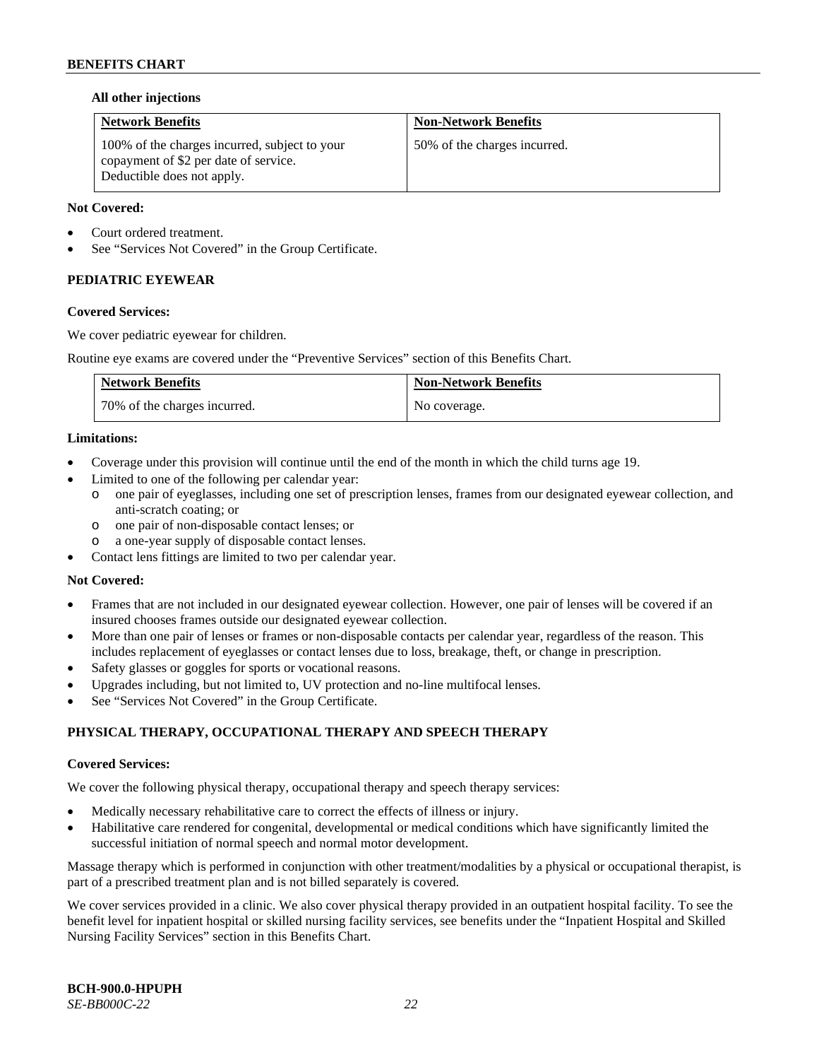**All other injections**

| Network Benefits | Non-Network Benefits |
|---|---|
| 100% of the charges incurred, subject to your copayment of $2 per date of service. Deductible does not apply. | 50% of the charges incurred. |

**Not Covered:**

- Court ordered treatment.
- See "Services Not Covered" in the Group Certificate.

## PEDIATRIC EYEWEAR

**Covered Services:**

We cover pediatric eyewear for children.

Routine eye exams are covered under the "Preventive Services" section of this Benefits Chart.

| Network Benefits | Non-Network Benefits |
|---|---|
| 70% of the charges incurred. | No coverage. |

**Limitations:**

- Coverage under this provision will continue until the end of the month in which the child turns age 19.
- Limited to one of the following per calendar year:
  - one pair of eyeglasses, including one set of prescription lenses, frames from our designated eyewear collection, and anti-scratch coating; or
  - one pair of non-disposable contact lenses; or
  - a one-year supply of disposable contact lenses.
- Contact lens fittings are limited to two per calendar year.

**Not Covered:**

- Frames that are not included in our designated eyewear collection. However, one pair of lenses will be covered if an insured chooses frames outside our designated eyewear collection.
- More than one pair of lenses or frames or non-disposable contacts per calendar year, regardless of the reason. This includes replacement of eyeglasses or contact lenses due to loss, breakage, theft, or change in prescription.
- Safety glasses or goggles for sports or vocational reasons.
- Upgrades including, but not limited to, UV protection and no-line multifocal lenses.
- See "Services Not Covered" in the Group Certificate.

## PHYSICAL THERAPY, OCCUPATIONAL THERAPY AND SPEECH THERAPY

**Covered Services:**

We cover the following physical therapy, occupational therapy and speech therapy services:

- Medically necessary rehabilitative care to correct the effects of illness or injury.
- Habilitative care rendered for congenital, developmental or medical conditions which have significantly limited the successful initiation of normal speech and normal motor development.

Massage therapy which is performed in conjunction with other treatment/modalities by a physical or occupational therapist, is part of a prescribed treatment plan and is not billed separately is covered.

We cover services provided in a clinic. We also cover physical therapy provided in an outpatient hospital facility. To see the benefit level for inpatient hospital or skilled nursing facility services, see benefits under the "Inpatient Hospital and Skilled Nursing Facility Services" section in this Benefits Chart.

**BCH-900.0-HPUPH**
*SE-BB000C-22*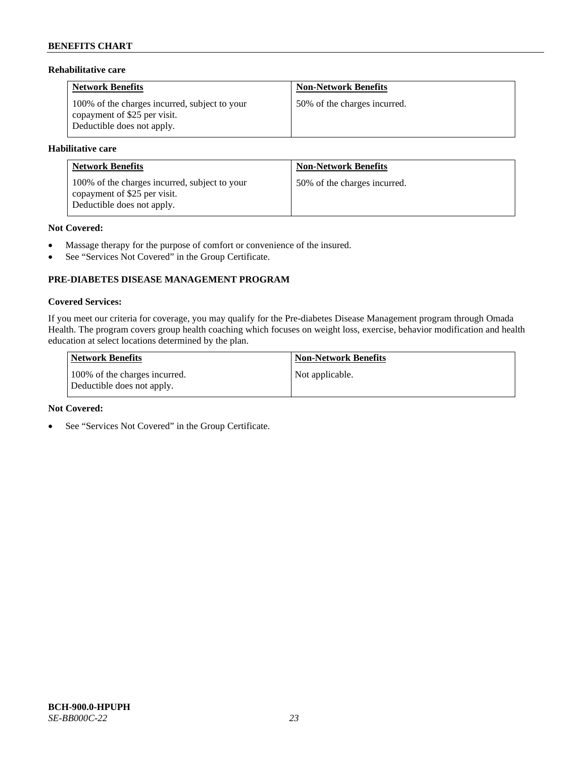**Rehabilitative care**

| Network Benefits | Non-Network Benefits |
|---|---|
| 100% of the charges incurred, subject to your copayment of $25 per visit. Deductible does not apply. | 50% of the charges incurred. |

**Habilitative care**

| Network Benefits | Non-Network Benefits |
|---|---|
| 100% of the charges incurred, subject to your copayment of $25 per visit. Deductible does not apply. | 50% of the charges incurred. |

**Not Covered:**

- Massage therapy for the purpose of comfort or convenience of the insured.
- See "Services Not Covered" in the Group Certificate.

## PRE-DIABETES DISEASE MANAGEMENT PROGRAM

**Covered Services:**

If you meet our criteria for coverage, you may qualify for the Pre-diabetes Disease Management program through Omada Health. The program covers group health coaching which focuses on weight loss, exercise, behavior modification and health education at select locations determined by the plan.

| Network Benefits | Non-Network Benefits |
|---|---|
| 100% of the charges incurred. Deductible does not apply. | Not applicable. |

**Not Covered:**

- See "Services Not Covered" in the Group Certificate.

**BCH-900.0-HPUPH**
*SE-BB000C-22*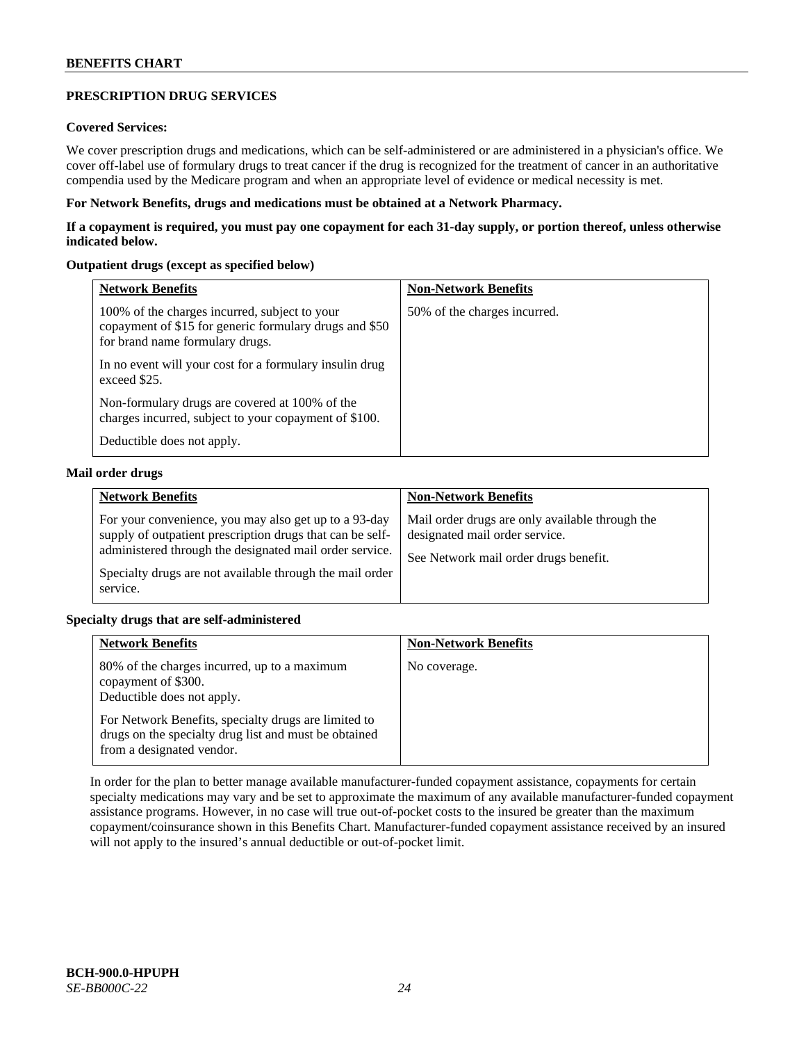## PRESCRIPTION DRUG SERVICES

**Covered Services:**

We cover prescription drugs and medications, which can be self-administered or are administered in a physician's office. We cover off-label use of formulary drugs to treat cancer if the drug is recognized for the treatment of cancer in an authoritative compendia used by the Medicare program and when an appropriate level of evidence or medical necessity is met.

**For Network Benefits, drugs and medications must be obtained at a Network Pharmacy.**

**If a copayment is required, you must pay one copayment for each 31-day supply, or portion thereof, unless otherwise indicated below.**

**Outpatient drugs (except as specified below)**

| Network Benefits | Non-Network Benefits |
|---|---|
| 100% of the charges incurred, subject to your copayment of $15 for generic formulary drugs and $50 for brand name formulary drugs.<br><br>In no event will your cost for a formulary insulin drug exceed $25.<br><br>Non-formulary drugs are covered at 100% of the charges incurred, subject to your copayment of $100.<br><br>Deductible does not apply. | 50% of the charges incurred. |

**Mail order drugs**

| Network Benefits | Non-Network Benefits |
|---|---|
| For your convenience, you may also get up to a 93-day supply of outpatient prescription drugs that can be self-administered through the designated mail order service.<br><br>Specialty drugs are not available through the mail order service. | Mail order drugs are only available through the designated mail order service.<br><br>See Network mail order drugs benefit. |

**Specialty drugs that are self-administered**

| Network Benefits | Non-Network Benefits |
|---|---|
| 80% of the charges incurred, up to a maximum copayment of $300.<br>Deductible does not apply.<br><br>For Network Benefits, specialty drugs are limited to drugs on the specialty drug list and must be obtained from a designated vendor. | No coverage. |

In order for the plan to better manage available manufacturer-funded copayment assistance, copayments for certain specialty medications may vary and be set to approximate the maximum of any available manufacturer-funded copayment assistance programs. However, in no case will true out-of-pocket costs to the insured be greater than the maximum copayment/coinsurance shown in this Benefits Chart. Manufacturer-funded copayment assistance received by an insured will not apply to the insured's annual deductible or out-of-pocket limit.

**BCH-900.0-HPUPH**
*SE-BB000C-22*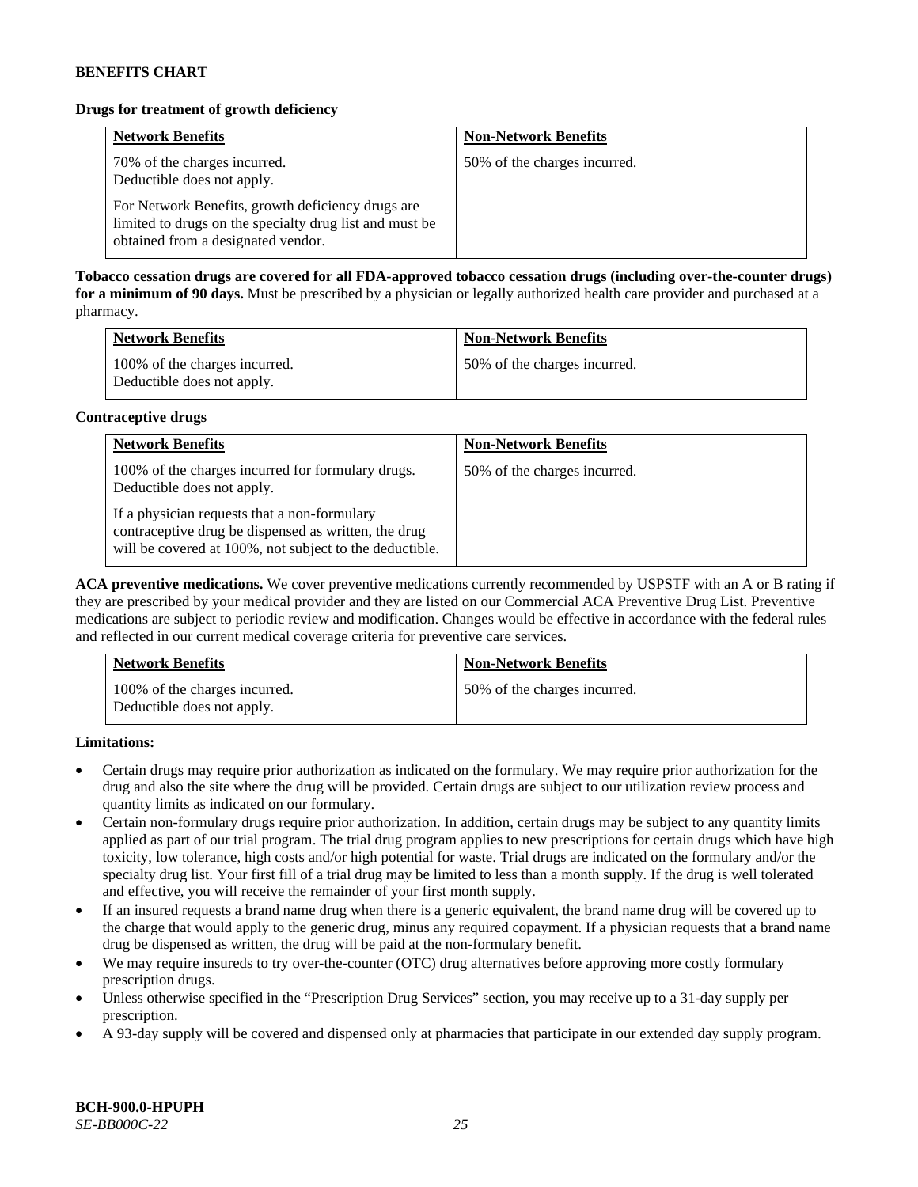**Drugs for treatment of growth deficiency**

| Network Benefits | Non-Network Benefits |
|---|---|
| 70% of the charges incurred. Deductible does not apply.<br><br>For Network Benefits, growth deficiency drugs are limited to drugs on the specialty drug list and must be obtained from a designated vendor. | 50% of the charges incurred. |

**Tobacco cessation drugs are covered for all FDA-approved tobacco cessation drugs (including over-the-counter drugs) for a minimum of 90 days.** Must be prescribed by a physician or legally authorized health care provider and purchased at a pharmacy.

| Network Benefits | Non-Network Benefits |
|---|---|
| 100% of the charges incurred. Deductible does not apply. | 50% of the charges incurred. |

**Contraceptive drugs**

| Network Benefits | Non-Network Benefits |
|---|---|
| 100% of the charges incurred for formulary drugs. Deductible does not apply.<br><br>If a physician requests that a non-formulary contraceptive drug be dispensed as written, the drug will be covered at 100%, not subject to the deductible. | 50% of the charges incurred. |

**ACA preventive medications.** We cover preventive medications currently recommended by USPSTF with an A or B rating if they are prescribed by your medical provider and they are listed on our Commercial ACA Preventive Drug List. Preventive medications are subject to periodic review and modification. Changes would be effective in accordance with the federal rules and reflected in our current medical coverage criteria for preventive care services.

| Network Benefits | Non-Network Benefits |
|---|---|
| 100% of the charges incurred. Deductible does not apply. | 50% of the charges incurred. |

**Limitations:**

- Certain drugs may require prior authorization as indicated on the formulary. We may require prior authorization for the drug and also the site where the drug will be provided. Certain drugs are subject to our utilization review process and quantity limits as indicated on our formulary.
- Certain non-formulary drugs require prior authorization. In addition, certain drugs may be subject to any quantity limits applied as part of our trial program. The trial drug program applies to new prescriptions for certain drugs which have high toxicity, low tolerance, high costs and/or high potential for waste. Trial drugs are indicated on the formulary and/or the specialty drug list. Your first fill of a trial drug may be limited to less than a month supply. If the drug is well tolerated and effective, you will receive the remainder of your first month supply.
- If an insured requests a brand name drug when there is a generic equivalent, the brand name drug will be covered up to the charge that would apply to the generic drug, minus any required copayment. If a physician requests that a brand name drug be dispensed as written, the drug will be paid at the non-formulary benefit.
- We may require insureds to try over-the-counter (OTC) drug alternatives before approving more costly formulary prescription drugs.
- Unless otherwise specified in the "Prescription Drug Services" section, you may receive up to a 31-day supply per prescription.
- A 93-day supply will be covered and dispensed only at pharmacies that participate in our extended day supply program.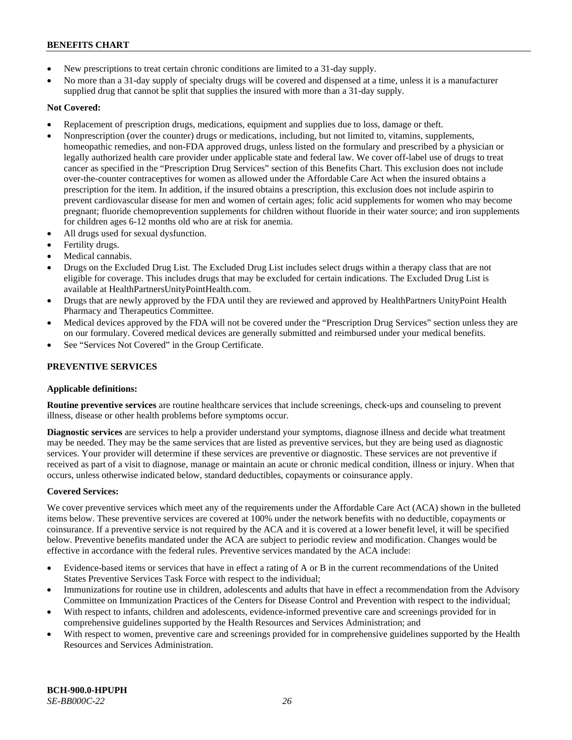- New prescriptions to treat certain chronic conditions are limited to a 31-day supply.
- No more than a 31-day supply of specialty drugs will be covered and dispensed at a time, unless it is a manufacturer supplied drug that cannot be split that supplies the insured with more than a 31-day supply.

**Not Covered:**

- Replacement of prescription drugs, medications, equipment and supplies due to loss, damage or theft.
- Nonprescription (over the counter) drugs or medications, including, but not limited to, vitamins, supplements, homeopathic remedies, and non-FDA approved drugs, unless listed on the formulary and prescribed by a physician or legally authorized health care provider under applicable state and federal law. We cover off-label use of drugs to treat cancer as specified in the "Prescription Drug Services" section of this Benefits Chart. This exclusion does not include over-the-counter contraceptives for women as allowed under the Affordable Care Act when the insured obtains a prescription for the item. In addition, if the insured obtains a prescription, this exclusion does not include aspirin to prevent cardiovascular disease for men and women of certain ages; folic acid supplements for women who may become pregnant; fluoride chemoprevention supplements for children without fluoride in their water source; and iron supplements for children ages 6-12 months old who are at risk for anemia.
- All drugs used for sexual dysfunction.
- Fertility drugs.
- Medical cannabis.
- Drugs on the Excluded Drug List. The Excluded Drug List includes select drugs within a therapy class that are not eligible for coverage. This includes drugs that may be excluded for certain indications. The Excluded Drug List is available at HealthPartnersUnityPointHealth.com.
- Drugs that are newly approved by the FDA until they are reviewed and approved by HealthPartners UnityPoint Health Pharmacy and Therapeutics Committee.
- Medical devices approved by the FDA will not be covered under the "Prescription Drug Services" section unless they are on our formulary. Covered medical devices are generally submitted and reimbursed under your medical benefits.
- See "Services Not Covered" in the Group Certificate.

## PREVENTIVE SERVICES

**Applicable definitions:**

**Routine preventive services** are routine healthcare services that include screenings, check-ups and counseling to prevent illness, disease or other health problems before symptoms occur.

**Diagnostic services** are services to help a provider understand your symptoms, diagnose illness and decide what treatment may be needed. They may be the same services that are listed as preventive services, but they are being used as diagnostic services. Your provider will determine if these services are preventive or diagnostic. These services are not preventive if received as part of a visit to diagnose, manage or maintain an acute or chronic medical condition, illness or injury. When that occurs, unless otherwise indicated below, standard deductibles, copayments or coinsurance apply.

**Covered Services:**

We cover preventive services which meet any of the requirements under the Affordable Care Act (ACA) shown in the bulleted items below. These preventive services are covered at 100% under the network benefits with no deductible, copayments or coinsurance. If a preventive service is not required by the ACA and it is covered at a lower benefit level, it will be specified below. Preventive benefits mandated under the ACA are subject to periodic review and modification. Changes would be effective in accordance with the federal rules. Preventive services mandated by the ACA include:

- Evidence-based items or services that have in effect a rating of A or B in the current recommendations of the United States Preventive Services Task Force with respect to the individual;
- Immunizations for routine use in children, adolescents and adults that have in effect a recommendation from the Advisory Committee on Immunization Practices of the Centers for Disease Control and Prevention with respect to the individual;
- With respect to infants, children and adolescents, evidence-informed preventive care and screenings provided for in comprehensive guidelines supported by the Health Resources and Services Administration; and
- With respect to women, preventive care and screenings provided for in comprehensive guidelines supported by the Health Resources and Services Administration.

**BCH-900.0-HPUPH**
*SE-BB000C-22*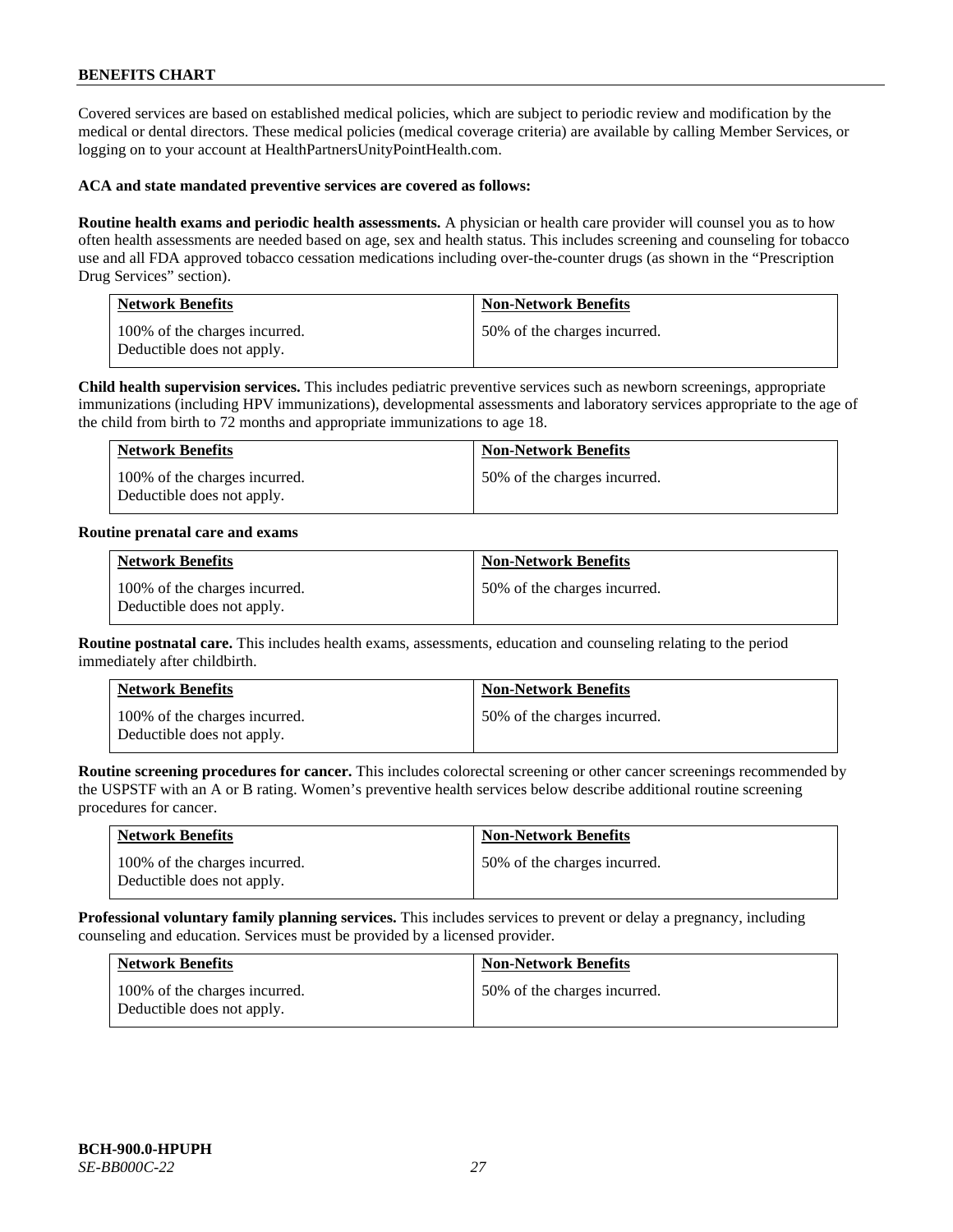Covered services are based on established medical policies, which are subject to periodic review and modification by the medical or dental directors. These medical policies (medical coverage criteria) are available by calling Member Services, or logging on to your account at HealthPartnersUnityPointHealth.com.

**ACA and state mandated preventive services are covered as follows:**

**Routine health exams and periodic health assessments.** A physician or health care provider will counsel you as to how often health assessments are needed based on age, sex and health status. This includes screening and counseling for tobacco use and all FDA approved tobacco cessation medications including over-the-counter drugs (as shown in the "Prescription Drug Services" section).

| Network Benefits | Non-Network Benefits |
|---|---|
| 100% of the charges incurred. Deductible does not apply. | 50% of the charges incurred. |

**Child health supervision services.** This includes pediatric preventive services such as newborn screenings, appropriate immunizations (including HPV immunizations), developmental assessments and laboratory services appropriate to the age of the child from birth to 72 months and appropriate immunizations to age 18.

| Network Benefits | Non-Network Benefits |
|---|---|
| 100% of the charges incurred. Deductible does not apply. | 50% of the charges incurred. |

**Routine prenatal care and exams**

| Network Benefits | Non-Network Benefits |
|---|---|
| 100% of the charges incurred. Deductible does not apply. | 50% of the charges incurred. |

**Routine postnatal care.** This includes health exams, assessments, education and counseling relating to the period immediately after childbirth.

| Network Benefits | Non-Network Benefits |
|---|---|
| 100% of the charges incurred. Deductible does not apply. | 50% of the charges incurred. |

**Routine screening procedures for cancer.** This includes colorectal screening or other cancer screenings recommended by the USPSTF with an A or B rating. Women's preventive health services below describe additional routine screening procedures for cancer.

| Network Benefits | Non-Network Benefits |
|---|---|
| 100% of the charges incurred. Deductible does not apply. | 50% of the charges incurred. |

**Professional voluntary family planning services.** This includes services to prevent or delay a pregnancy, including counseling and education. Services must be provided by a licensed provider.

| Network Benefits | Non-Network Benefits |
|---|---|
| 100% of the charges incurred. Deductible does not apply. | 50% of the charges incurred. |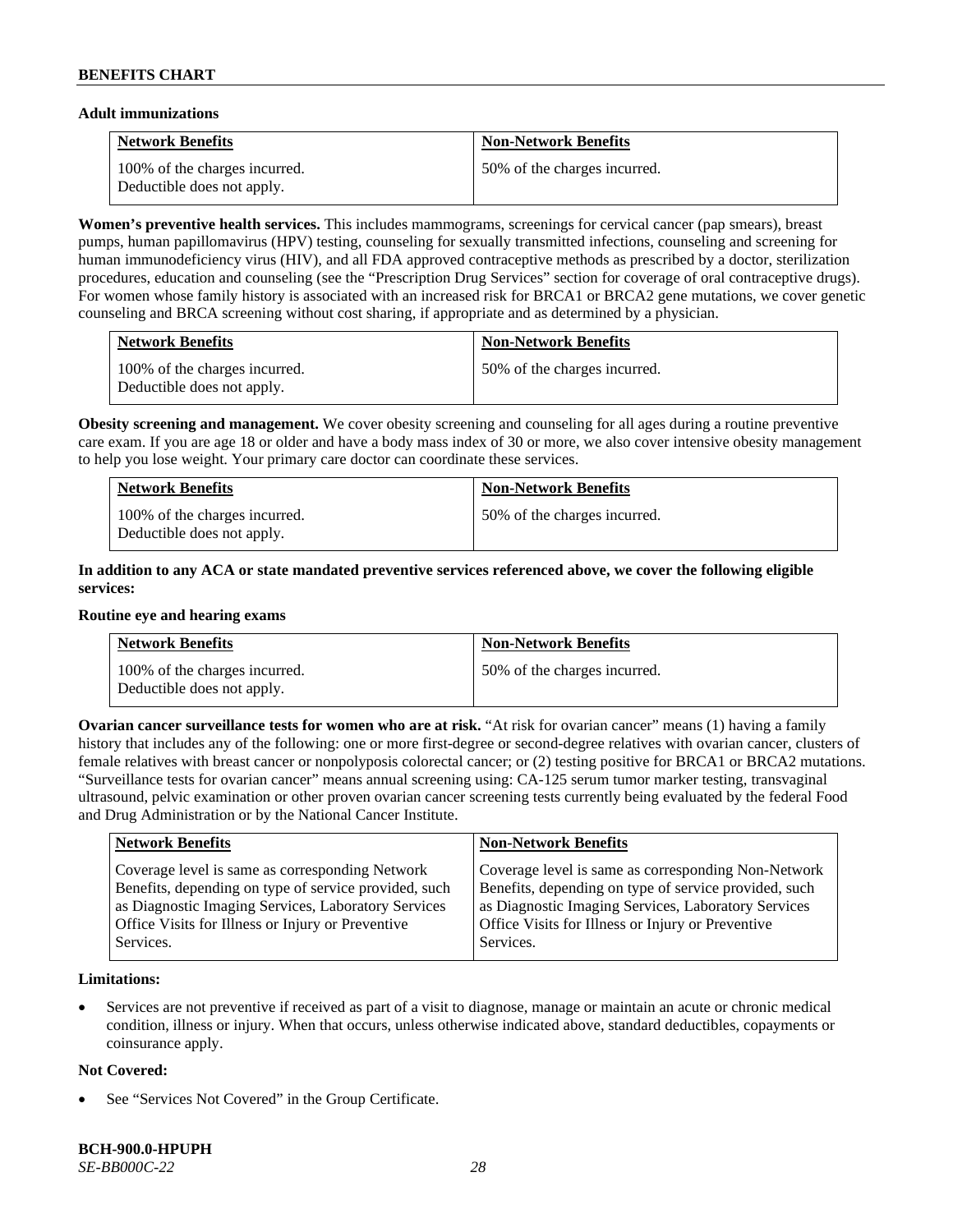**Adult immunizations**

| Network Benefits | Non-Network Benefits |
| --- | --- |
| 100% of the charges incurred. Deductible does not apply. | 50% of the charges incurred. |

**Women's preventive health services.** This includes mammograms, screenings for cervical cancer (pap smears), breast pumps, human papillomavirus (HPV) testing, counseling for sexually transmitted infections, counseling and screening for human immunodeficiency virus (HIV), and all FDA approved contraceptive methods as prescribed by a doctor, sterilization procedures, education and counseling (see the "Prescription Drug Services" section for coverage of oral contraceptive drugs). For women whose family history is associated with an increased risk for BRCA1 or BRCA2 gene mutations, we cover genetic counseling and BRCA screening without cost sharing, if appropriate and as determined by a physician.

| Network Benefits | Non-Network Benefits |
| --- | --- |
| 100% of the charges incurred. Deductible does not apply. | 50% of the charges incurred. |

**Obesity screening and management.** We cover obesity screening and counseling for all ages during a routine preventive care exam. If you are age 18 or older and have a body mass index of 30 or more, we also cover intensive obesity management to help you lose weight. Your primary care doctor can coordinate these services.

| Network Benefits | Non-Network Benefits |
| --- | --- |
| 100% of the charges incurred. Deductible does not apply. | 50% of the charges incurred. |

**In addition to any ACA or state mandated preventive services referenced above, we cover the following eligible services:**

**Routine eye and hearing exams**

| Network Benefits | Non-Network Benefits |
| --- | --- |
| 100% of the charges incurred. Deductible does not apply. | 50% of the charges incurred. |

**Ovarian cancer surveillance tests for women who are at risk.** "At risk for ovarian cancer" means (1) having a family history that includes any of the following: one or more first-degree or second-degree relatives with ovarian cancer, clusters of female relatives with breast cancer or nonpolyposis colorectal cancer; or (2) testing positive for BRCA1 or BRCA2 mutations. "Surveillance tests for ovarian cancer" means annual screening using: CA-125 serum tumor marker testing, transvaginal ultrasound, pelvic examination or other proven ovarian cancer screening tests currently being evaluated by the federal Food and Drug Administration or by the National Cancer Institute.

| Network Benefits | Non-Network Benefits |
| --- | --- |
| Coverage level is same as corresponding Network Benefits, depending on type of service provided, such as Diagnostic Imaging Services, Laboratory Services Office Visits for Illness or Injury or Preventive Services. | Coverage level is same as corresponding Non-Network Benefits, depending on type of service provided, such as Diagnostic Imaging Services, Laboratory Services Office Visits for Illness or Injury or Preventive Services. |

**Limitations:**

- Services are not preventive if received as part of a visit to diagnose, manage or maintain an acute or chronic medical condition, illness or injury. When that occurs, unless otherwise indicated above, standard deductibles, copayments or coinsurance apply.

**Not Covered:**

- See "Services Not Covered" in the Group Certificate.

**BCH-900.0-HPUPH**
*SE-BB000C-22*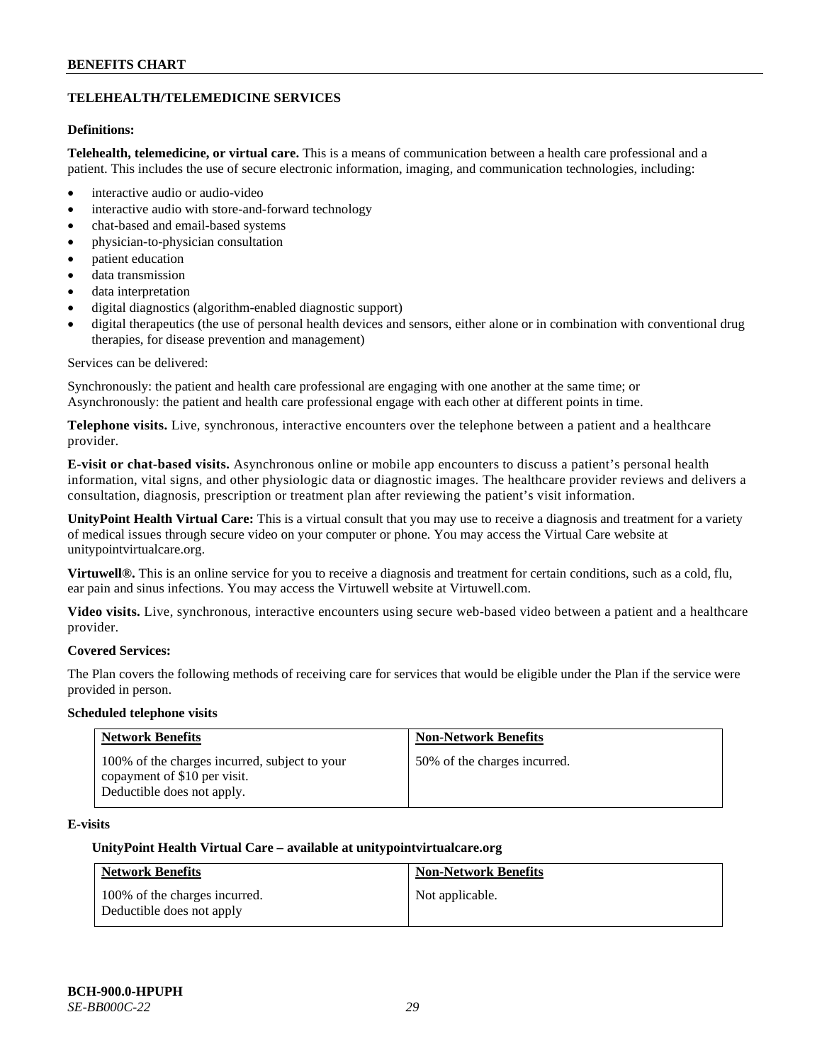## TELEHEALTH/TELEMEDICINE SERVICES

**Definitions:**

**Telehealth, telemedicine, or virtual care.** This is a means of communication between a health care professional and a patient. This includes the use of secure electronic information, imaging, and communication technologies, including:

- interactive audio or audio-video
- interactive audio with store-and-forward technology
- chat-based and email-based systems
- physician-to-physician consultation
- patient education
- data transmission
- data interpretation
- digital diagnostics (algorithm-enabled diagnostic support)
- digital therapeutics (the use of personal health devices and sensors, either alone or in combination with conventional drug therapies, for disease prevention and management)

Services can be delivered:

Synchronously: the patient and health care professional are engaging with one another at the same time; or
Asynchronously: the patient and health care professional engage with each other at different points in time.

**Telephone visits.** Live, synchronous, interactive encounters over the telephone between a patient and a healthcare provider.

**E-visit or chat-based visits.** Asynchronous online or mobile app encounters to discuss a patient's personal health information, vital signs, and other physiologic data or diagnostic images. The healthcare provider reviews and delivers a consultation, diagnosis, prescription or treatment plan after reviewing the patient's visit information.

**UnityPoint Health Virtual Care:** This is a virtual consult that you may use to receive a diagnosis and treatment for a variety of medical issues through secure video on your computer or phone. You may access the Virtual Care website at unitypointvirtualcare.org.

**Virtuwell®.** This is an online service for you to receive a diagnosis and treatment for certain conditions, such as a cold, flu, ear pain and sinus infections. You may access the Virtuwell website at Virtuwell.com.

**Video visits.** Live, synchronous, interactive encounters using secure web-based video between a patient and a healthcare provider.

**Covered Services:**

The Plan covers the following methods of receiving care for services that would be eligible under the Plan if the service were provided in person.

**Scheduled telephone visits**

| Network Benefits | Non-Network Benefits |
|---|---|
| 100% of the charges incurred, subject to your copayment of $10 per visit. Deductible does not apply. | 50% of the charges incurred. |

**E-visits**

**UnityPoint Health Virtual Care – available at unitypointvirtualcare.org**

| Network Benefits | Non-Network Benefits |
|---|---|
| 100% of the charges incurred. Deductible does not apply | Not applicable. |

**BCH-900.0-HPUPH**
*SE-BB000C-22*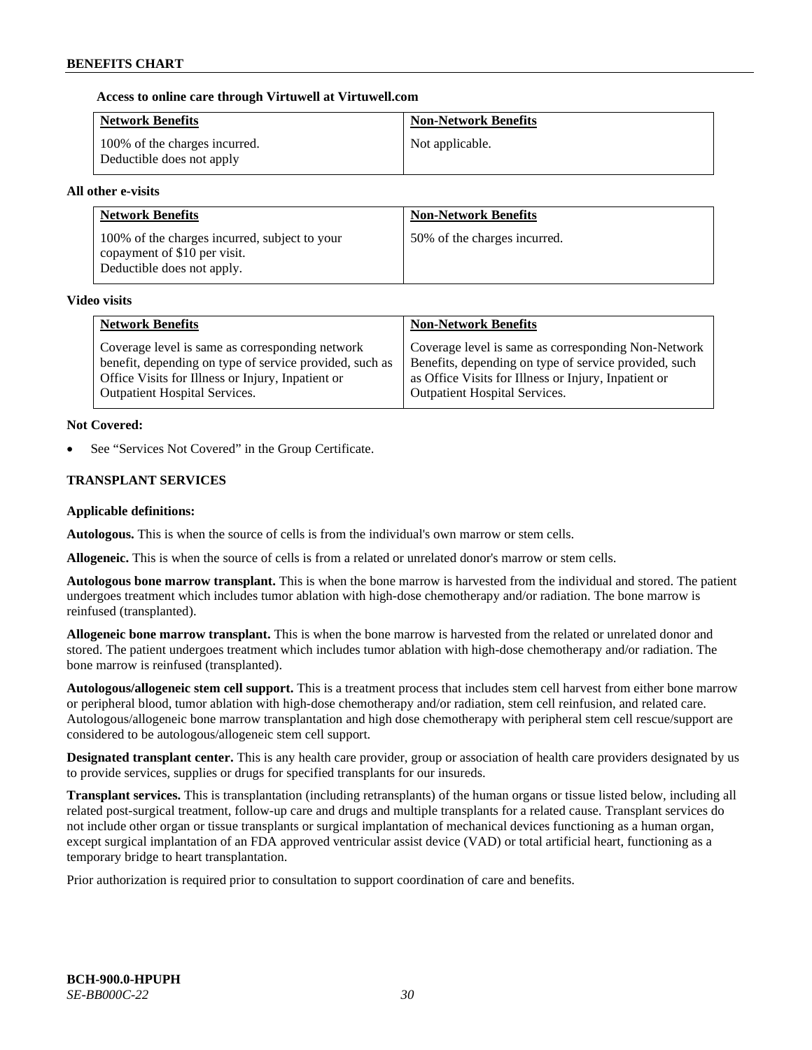**Access to online care through Virtuwell at Virtuwell.com**

| Network Benefits | Non-Network Benefits |
|---|---|
| 100% of the charges incurred. Deductible does not apply | Not applicable. |

**All other e-visits**

| Network Benefits | Non-Network Benefits |
|---|---|
| 100% of the charges incurred, subject to your copayment of $10 per visit. Deductible does not apply. | 50% of the charges incurred. |

**Video visits**

| Network Benefits | Non-Network Benefits |
|---|---|
| Coverage level is same as corresponding network benefit, depending on type of service provided, such as Office Visits for Illness or Injury, Inpatient or Outpatient Hospital Services. | Coverage level is same as corresponding Non-Network Benefits, depending on type of service provided, such as Office Visits for Illness or Injury, Inpatient or Outpatient Hospital Services. |

**Not Covered:**

- See "Services Not Covered" in the Group Certificate.

**TRANSPLANT SERVICES**

**Applicable definitions:**

**Autologous.** This is when the source of cells is from the individual's own marrow or stem cells.

**Allogeneic.** This is when the source of cells is from a related or unrelated donor's marrow or stem cells.

**Autologous bone marrow transplant.** This is when the bone marrow is harvested from the individual and stored. The patient undergoes treatment which includes tumor ablation with high-dose chemotherapy and/or radiation. The bone marrow is reinfused (transplanted).

**Allogeneic bone marrow transplant.** This is when the bone marrow is harvested from the related or unrelated donor and stored. The patient undergoes treatment which includes tumor ablation with high-dose chemotherapy and/or radiation. The bone marrow is reinfused (transplanted).

**Autologous/allogeneic stem cell support.** This is a treatment process that includes stem cell harvest from either bone marrow or peripheral blood, tumor ablation with high-dose chemotherapy and/or radiation, stem cell reinfusion, and related care. Autologous/allogeneic bone marrow transplantation and high dose chemotherapy with peripheral stem cell rescue/support are considered to be autologous/allogeneic stem cell support.

**Designated transplant center.** This is any health care provider, group or association of health care providers designated by us to provide services, supplies or drugs for specified transplants for our insureds.

**Transplant services.** This is transplantation (including retransplants) of the human organs or tissue listed below, including all related post-surgical treatment, follow-up care and drugs and multiple transplants for a related cause. Transplant services do not include other organ or tissue transplants or surgical implantation of mechanical devices functioning as a human organ, except surgical implantation of an FDA approved ventricular assist device (VAD) or total artificial heart, functioning as a temporary bridge to heart transplantation.

Prior authorization is required prior to consultation to support coordination of care and benefits.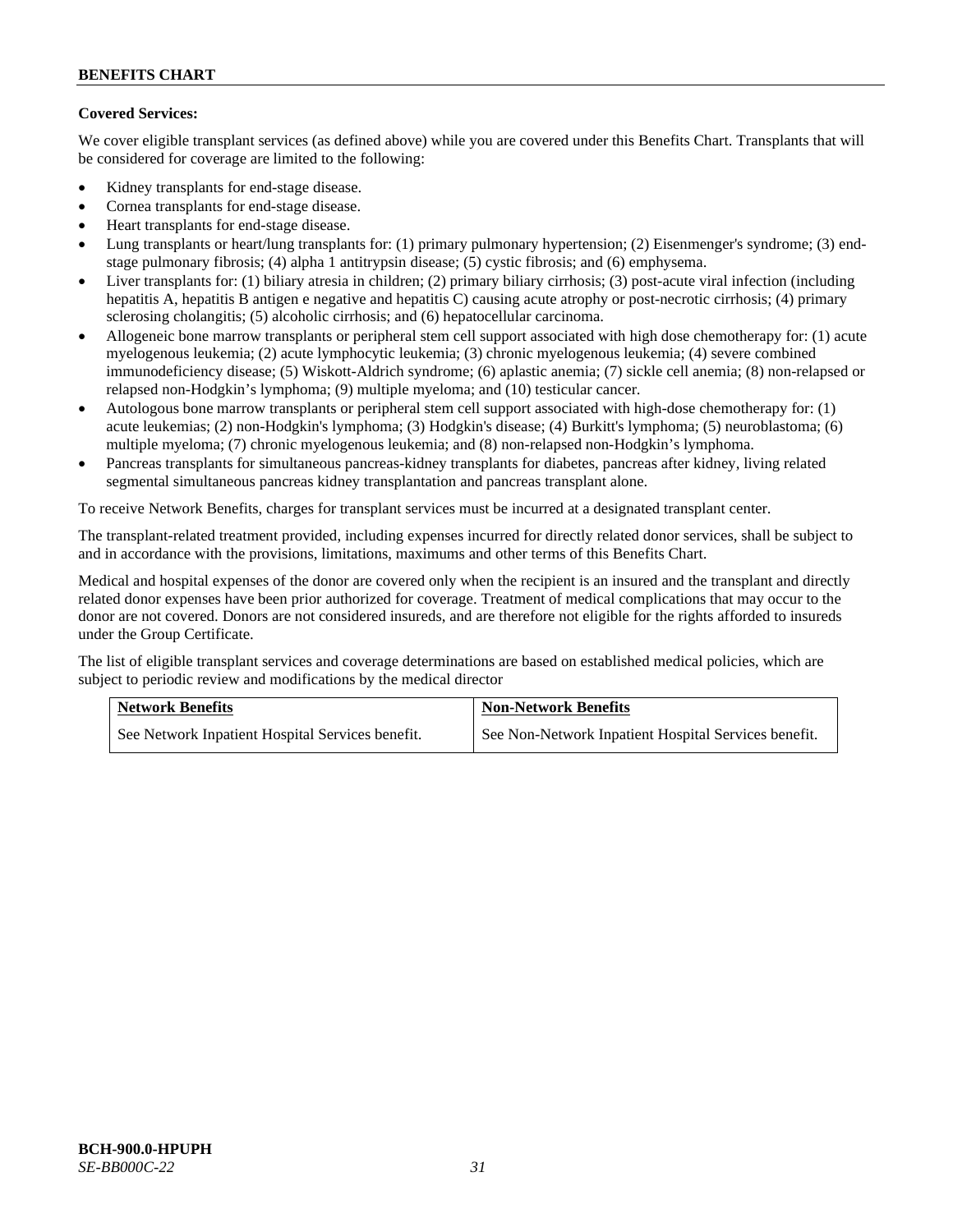**Covered Services:**

We cover eligible transplant services (as defined above) while you are covered under this Benefits Chart. Transplants that will be considered for coverage are limited to the following:

- Kidney transplants for end-stage disease.
- Cornea transplants for end-stage disease.
- Heart transplants for end-stage disease.
- Lung transplants or heart/lung transplants for: (1) primary pulmonary hypertension; (2) Eisenmenger's syndrome; (3) end-stage pulmonary fibrosis; (4) alpha 1 antitrypsin disease; (5) cystic fibrosis; and (6) emphysema.
- Liver transplants for: (1) biliary atresia in children; (2) primary biliary cirrhosis; (3) post-acute viral infection (including hepatitis A, hepatitis B antigen e negative and hepatitis C) causing acute atrophy or post-necrotic cirrhosis; (4) primary sclerosing cholangitis; (5) alcoholic cirrhosis; and (6) hepatocellular carcinoma.
- Allogeneic bone marrow transplants or peripheral stem cell support associated with high dose chemotherapy for: (1) acute myelogenous leukemia; (2) acute lymphocytic leukemia; (3) chronic myelogenous leukemia; (4) severe combined immunodeficiency disease; (5) Wiskott-Aldrich syndrome; (6) aplastic anemia; (7) sickle cell anemia; (8) non-relapsed or relapsed non-Hodgkin's lymphoma; (9) multiple myeloma; and (10) testicular cancer.
- Autologous bone marrow transplants or peripheral stem cell support associated with high-dose chemotherapy for: (1) acute leukemias; (2) non-Hodgkin's lymphoma; (3) Hodgkin's disease; (4) Burkitt's lymphoma; (5) neuroblastoma; (6) multiple myeloma; (7) chronic myelogenous leukemia; and (8) non-relapsed non-Hodgkin's lymphoma.
- Pancreas transplants for simultaneous pancreas-kidney transplants for diabetes, pancreas after kidney, living related segmental simultaneous pancreas kidney transplantation and pancreas transplant alone.

To receive Network Benefits, charges for transplant services must be incurred at a designated transplant center.

The transplant-related treatment provided, including expenses incurred for directly related donor services, shall be subject to and in accordance with the provisions, limitations, maximums and other terms of this Benefits Chart.

Medical and hospital expenses of the donor are covered only when the recipient is an insured and the transplant and directly related donor expenses have been prior authorized for coverage. Treatment of medical complications that may occur to the donor are not covered. Donors are not considered insureds, and are therefore not eligible for the rights afforded to insureds under the Group Certificate.

The list of eligible transplant services and coverage determinations are based on established medical policies, which are subject to periodic review and modifications by the medical director

| Network Benefits | Non-Network Benefits |
| --- | --- |
| See Network Inpatient Hospital Services benefit. | See Non-Network Inpatient Hospital Services benefit. |

**BCH-900.0-HPUPH**
*SE-BB000C-22*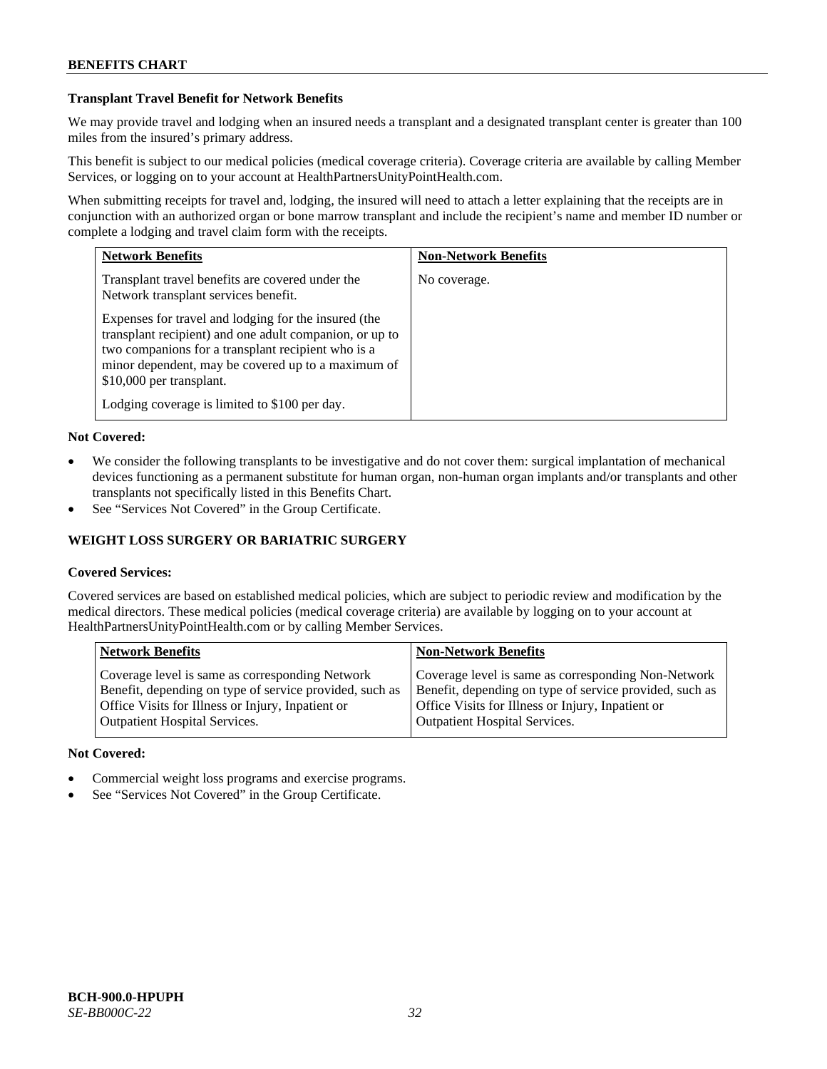**Transplant Travel Benefit for Network Benefits**

We may provide travel and lodging when an insured needs a transplant and a designated transplant center is greater than 100 miles from the insured's primary address.

This benefit is subject to our medical policies (medical coverage criteria). Coverage criteria are available by calling Member Services, or logging on to your account at HealthPartnersUnityPointHealth.com.

When submitting receipts for travel and, lodging, the insured will need to attach a letter explaining that the receipts are in conjunction with an authorized organ or bone marrow transplant and include the recipient's name and member ID number or complete a lodging and travel claim form with the receipts.

| Network Benefits | Non-Network Benefits |
|---|---|
| Transplant travel benefits are covered under the Network transplant services benefit.<br><br>Expenses for travel and lodging for the insured (the transplant recipient) and one adult companion, or up to two companions for a transplant recipient who is a minor dependent, may be covered up to a maximum of $10,000 per transplant.<br><br>Lodging coverage is limited to $100 per day. | No coverage. |

**Not Covered:**

- We consider the following transplants to be investigative and do not cover them: surgical implantation of mechanical devices functioning as a permanent substitute for human organ, non-human organ implants and/or transplants and other transplants not specifically listed in this Benefits Chart.
- See "Services Not Covered" in the Group Certificate.

### WEIGHT LOSS SURGERY OR BARIATRIC SURGERY

**Covered Services:**

Covered services are based on established medical policies, which are subject to periodic review and modification by the medical directors. These medical policies (medical coverage criteria) are available by logging on to your account at HealthPartnersUnityPointHealth.com or by calling Member Services.

| Network Benefits | Non-Network Benefits |
|---|---|
| Coverage level is same as corresponding Network Benefit, depending on type of service provided, such as Office Visits for Illness or Injury, Inpatient or Outpatient Hospital Services. | Coverage level is same as corresponding Non-Network Benefit, depending on type of service provided, such as Office Visits for Illness or Injury, Inpatient or Outpatient Hospital Services. |

**Not Covered:**

- Commercial weight loss programs and exercise programs.
- See "Services Not Covered" in the Group Certificate.